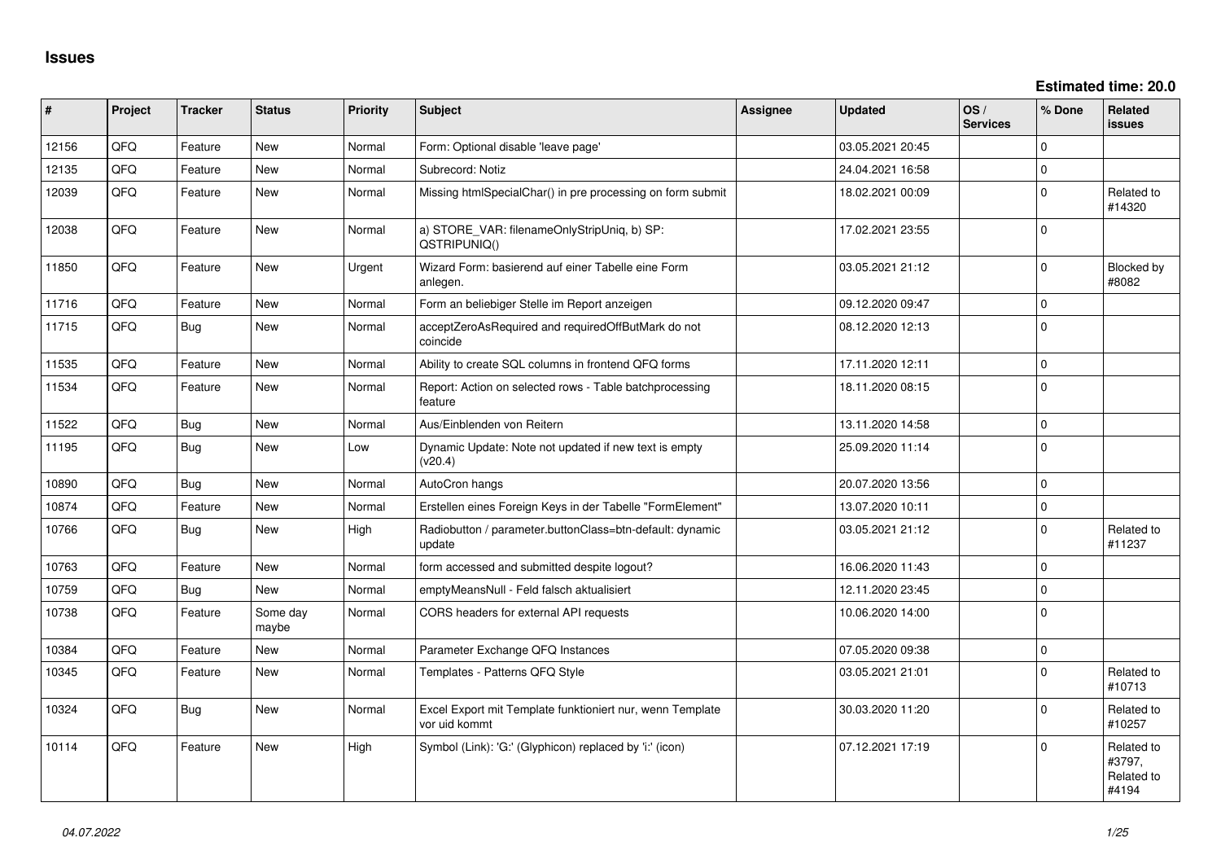# Issues

**Estimated time: 20.0**

| # | Project | Tracker | Status | Priority | Subject | Assignee | Updated | OS / Services | % Done | Related issues |
|---|---|---|---|---|---|---|---|---|---|---|
| 12156 | QFQ | Feature | New | Normal | Form: Optional disable 'leave page' | | 03.05.2021 20:45 | | 0 | |
| 12135 | QFQ | Feature | New | Normal | Subrecord: Notiz | | 24.04.2021 16:58 | | 0 | |
| 12039 | QFQ | Feature | New | Normal | Missing htmlSpecialChar() in pre processing on form submit | | 18.02.2021 00:09 | | 0 | Related to #14320 |
| 12038 | QFQ | Feature | New | Normal | a) STORE_VAR: filenameOnlyStripUniq, b) SP: QSTRIPUNIQ() | | 17.02.2021 23:55 | | 0 | |
| 11850 | QFQ | Feature | New | Urgent | Wizard Form: basierend auf einer Tabelle eine Form anlegen. | | 03.05.2021 21:12 | | 0 | Blocked by #8082 |
| 11716 | QFQ | Feature | New | Normal | Form an beliebiger Stelle im Report anzeigen | | 09.12.2020 09:47 | | 0 | |
| 11715 | QFQ | Bug | New | Normal | acceptZeroAsRequired and requiredOffButMark do not coincide | | 08.12.2020 12:13 | | 0 | |
| 11535 | QFQ | Feature | New | Normal | Ability to create SQL columns in frontend QFQ forms | | 17.11.2020 12:11 | | 0 | |
| 11534 | QFQ | Feature | New | Normal | Report: Action on selected rows - Table batchprocessing feature | | 18.11.2020 08:15 | | 0 | |
| 11522 | QFQ | Bug | New | Normal | Aus/Einblenden von Reitern | | 13.11.2020 14:58 | | 0 | |
| 11195 | QFQ | Bug | New | Low | Dynamic Update: Note not updated if new text is empty (v20.4) | | 25.09.2020 11:14 | | 0 | |
| 10890 | QFQ | Bug | New | Normal | AutoCron hangs | | 20.07.2020 13:56 | | 0 | |
| 10874 | QFQ | Feature | New | Normal | Erstellen eines Foreign Keys in der Tabelle "FormElement" | | 13.07.2020 10:11 | | 0 | |
| 10766 | QFQ | Bug | New | High | Radiobutton / parameter.buttonClass=btn-default: dynamic update | | 03.05.2021 21:12 | | 0 | Related to #11237 |
| 10763 | QFQ | Feature | New | Normal | form accessed and submitted despite logout? | | 16.06.2020 11:43 | | 0 | |
| 10759 | QFQ | Bug | New | Normal | emptyMeansNull - Feld falsch aktualisiert | | 12.11.2020 23:45 | | 0 | |
| 10738 | QFQ | Feature | Some day maybe | Normal | CORS headers for external API requests | | 10.06.2020 14:00 | | 0 | |
| 10384 | QFQ | Feature | New | Normal | Parameter Exchange QFQ Instances | | 07.05.2020 09:38 | | 0 | |
| 10345 | QFQ | Feature | New | Normal | Templates - Patterns QFQ Style | | 03.05.2021 21:01 | | 0 | Related to #10713 |
| 10324 | QFQ | Bug | New | Normal | Excel Export mit Template funktioniert nur, wenn Template vor uid kommt | | 30.03.2020 11:20 | | 0 | Related to #10257 |
| 10114 | QFQ | Feature | New | High | Symbol (Link): 'G:' (Glyphicon) replaced by 'i:' (icon) | | 07.12.2021 17:19 | | 0 | Related to #3797, Related to #4194 |

*04.07.2022*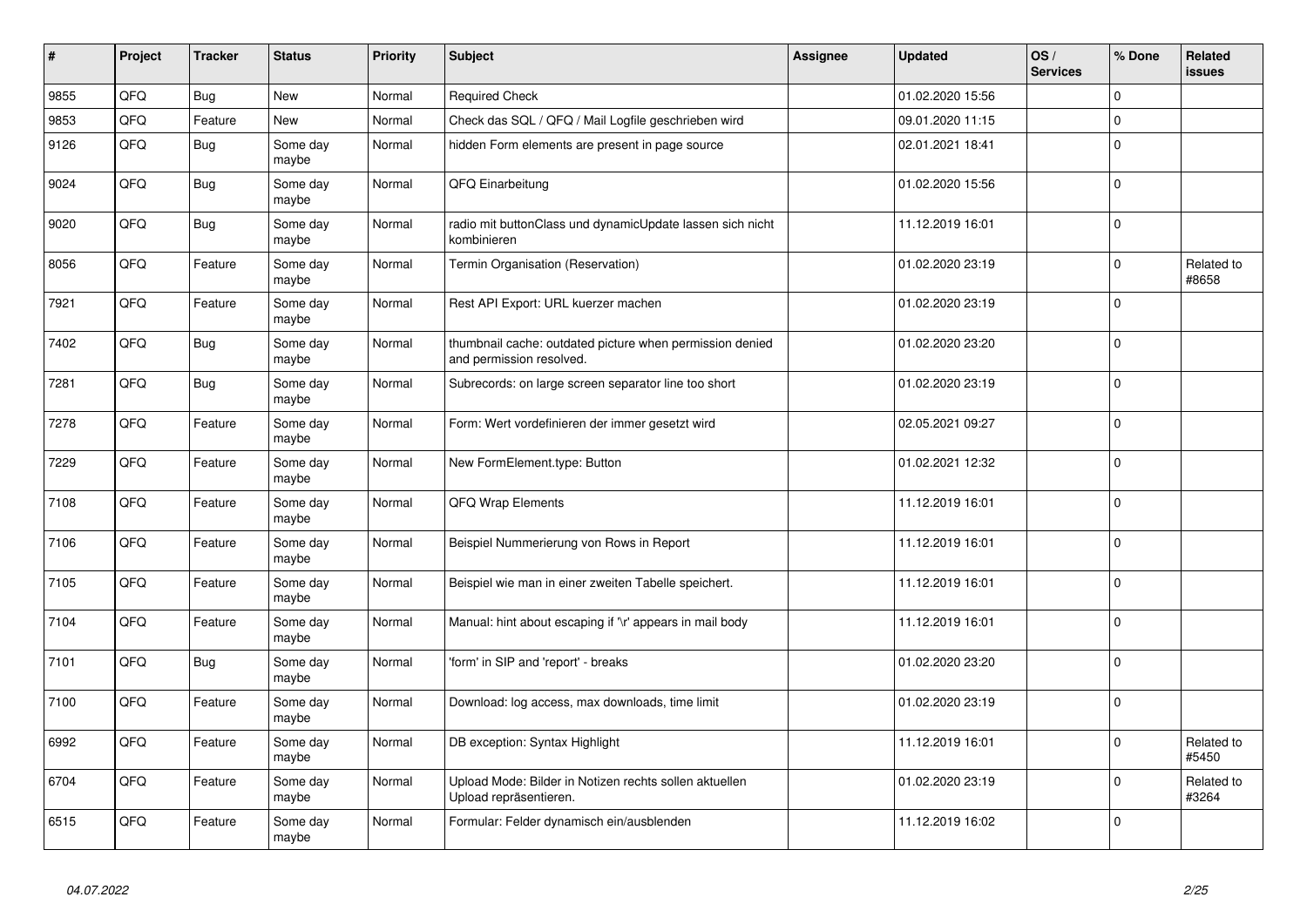| # | Project | Tracker | Status | Priority | Subject | Assignee | Updated | OS / Services | % Done | Related issues |
|---|---|---|---|---|---|---|---|---|---|---|
| 9855 | QFQ | Bug | New | Normal | Required Check | | 01.02.2020 15:56 | | 0 | |
| 9853 | QFQ | Feature | New | Normal | Check das SQL / QFQ / Mail Logfile geschrieben wird | | 09.01.2020 11:15 | | 0 | |
| 9126 | QFQ | Bug | Some day maybe | Normal | hidden Form elements are present in page source | | 02.01.2021 18:41 | | 0 | |
| 9024 | QFQ | Bug | Some day maybe | Normal | QFQ Einarbeitung | | 01.02.2020 15:56 | | 0 | |
| 9020 | QFQ | Bug | Some day maybe | Normal | radio mit buttonClass und dynamicUpdate lassen sich nicht kombinieren | | 11.12.2019 16:01 | | 0 | |
| 8056 | QFQ | Feature | Some day maybe | Normal | Termin Organisation (Reservation) | | 01.02.2020 23:19 | | 0 | Related to #8658 |
| 7921 | QFQ | Feature | Some day maybe | Normal | Rest API Export: URL kuerzer machen | | 01.02.2020 23:19 | | 0 | |
| 7402 | QFQ | Bug | Some day maybe | Normal | thumbnail cache: outdated picture when permission denied and permission resolved. | | 01.02.2020 23:20 | | 0 | |
| 7281 | QFQ | Bug | Some day maybe | Normal | Subrecords: on large screen separator line too short | | 01.02.2020 23:19 | | 0 | |
| 7278 | QFQ | Feature | Some day maybe | Normal | Form: Wert vordefinieren der immer gesetzt wird | | 02.05.2021 09:27 | | 0 | |
| 7229 | QFQ | Feature | Some day maybe | Normal | New FormElement.type: Button | | 01.02.2021 12:32 | | 0 | |
| 7108 | QFQ | Feature | Some day maybe | Normal | QFQ Wrap Elements | | 11.12.2019 16:01 | | 0 | |
| 7106 | QFQ | Feature | Some day maybe | Normal | Beispiel Nummerierung von Rows in Report | | 11.12.2019 16:01 | | 0 | |
| 7105 | QFQ | Feature | Some day maybe | Normal | Beispiel wie man in einer zweiten Tabelle speichert. | | 11.12.2019 16:01 | | 0 | |
| 7104 | QFQ | Feature | Some day maybe | Normal | Manual: hint about escaping if '\r' appears in mail body | | 11.12.2019 16:01 | | 0 | |
| 7101 | QFQ | Bug | Some day maybe | Normal | 'form' in SIP and 'report' - breaks | | 01.02.2020 23:20 | | 0 | |
| 7100 | QFQ | Feature | Some day maybe | Normal | Download: log access, max downloads, time limit | | 01.02.2020 23:19 | | 0 | |
| 6992 | QFQ | Feature | Some day maybe | Normal | DB exception: Syntax Highlight | | 11.12.2019 16:01 | | 0 | Related to #5450 |
| 6704 | QFQ | Feature | Some day maybe | Normal | Upload Mode: Bilder in Notizen rechts sollen aktuellen Upload repräsentieren. | | 01.02.2020 23:19 | | 0 | Related to #3264 |
| 6515 | QFQ | Feature | Some day maybe | Normal | Formular: Felder dynamisch ein/ausblenden | | 11.12.2019 16:02 | | 0 | |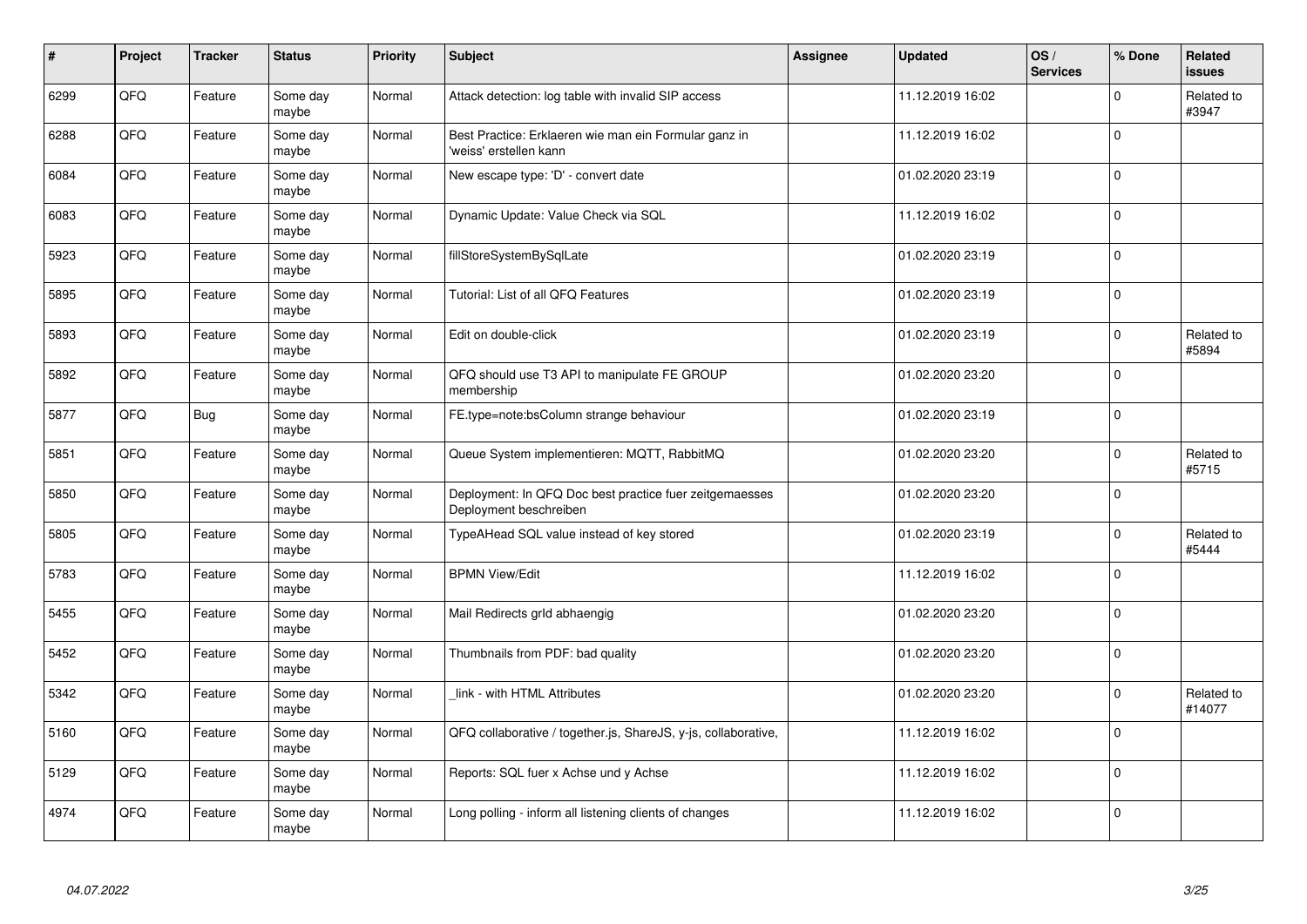| # | Project | Tracker | Status | Priority | Subject | Assignee | Updated | OS / Services | % Done | Related issues |
|---|---|---|---|---|---|---|---|---|---|---|
| 6299 | QFQ | Feature | Some day maybe | Normal | Attack detection: log table with invalid SIP access | | 11.12.2019 16:02 | | 0 | Related to #3947 |
| 6288 | QFQ | Feature | Some day maybe | Normal | Best Practice: Erklaeren wie man ein Formular ganz in 'weiss' erstellen kann | | 11.12.2019 16:02 | | 0 | |
| 6084 | QFQ | Feature | Some day maybe | Normal | New escape type: 'D' - convert date | | 01.02.2020 23:19 | | 0 | |
| 6083 | QFQ | Feature | Some day maybe | Normal | Dynamic Update: Value Check via SQL | | 11.12.2019 16:02 | | 0 | |
| 5923 | QFQ | Feature | Some day maybe | Normal | fillStoreSystemBySqlLate | | 01.02.2020 23:19 | | 0 | |
| 5895 | QFQ | Feature | Some day maybe | Normal | Tutorial: List of all QFQ Features | | 01.02.2020 23:19 | | 0 | |
| 5893 | QFQ | Feature | Some day maybe | Normal | Edit on double-click | | 01.02.2020 23:19 | | 0 | Related to #5894 |
| 5892 | QFQ | Feature | Some day maybe | Normal | QFQ should use T3 API to manipulate FE GROUP membership | | 01.02.2020 23:20 | | 0 | |
| 5877 | QFQ | Bug | Some day maybe | Normal | FE.type=note:bsColumn strange behaviour | | 01.02.2020 23:19 | | 0 | |
| 5851 | QFQ | Feature | Some day maybe | Normal | Queue System implementieren: MQTT, RabbitMQ | | 01.02.2020 23:20 | | 0 | Related to #5715 |
| 5850 | QFQ | Feature | Some day maybe | Normal | Deployment: In QFQ Doc best practice fuer zeitgemaesses Deployment beschreiben | | 01.02.2020 23:20 | | 0 | |
| 5805 | QFQ | Feature | Some day maybe | Normal | TypeAHead SQL value instead of key stored | | 01.02.2020 23:19 | | 0 | Related to #5444 |
| 5783 | QFQ | Feature | Some day maybe | Normal | BPMN View/Edit | | 11.12.2019 16:02 | | 0 | |
| 5455 | QFQ | Feature | Some day maybe | Normal | Mail Redirects grId abhaengig | | 01.02.2020 23:20 | | 0 | |
| 5452 | QFQ | Feature | Some day maybe | Normal | Thumbnails from PDF: bad quality | | 01.02.2020 23:20 | | 0 | |
| 5342 | QFQ | Feature | Some day maybe | Normal | _link - with HTML Attributes | | 01.02.2020 23:20 | | 0 | Related to #14077 |
| 5160 | QFQ | Feature | Some day maybe | Normal | QFQ collaborative / together.js, ShareJS, y-js, collaborative, | | 11.12.2019 16:02 | | 0 | |
| 5129 | QFQ | Feature | Some day maybe | Normal | Reports: SQL fuer x Achse und y Achse | | 11.12.2019 16:02 | | 0 | |
| 4974 | QFQ | Feature | Some day maybe | Normal | Long polling - inform all listening clients of changes | | 11.12.2019 16:02 | | 0 | |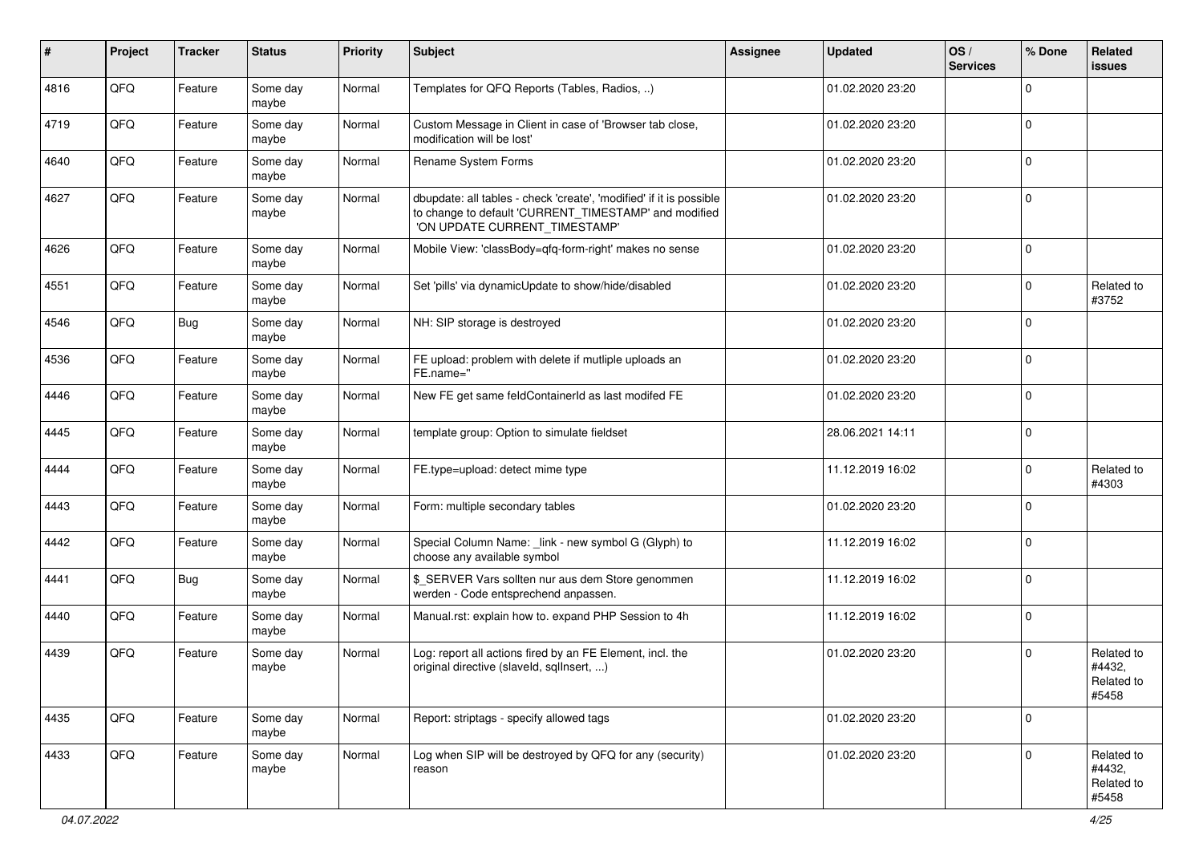| # | Project | Tracker | Status | Priority | Subject | Assignee | Updated | OS / Services | % Done | Related issues |
|---|---|---|---|---|---|---|---|---|---|---|
| 4816 | QFQ | Feature | Some day maybe | Normal | Templates for QFQ Reports (Tables, Radios, ..) | | 01.02.2020 23:20 | | 0 | |
| 4719 | QFQ | Feature | Some day maybe | Normal | Custom Message in Client in case of 'Browser tab close, modification will be lost' | | 01.02.2020 23:20 | | 0 | |
| 4640 | QFQ | Feature | Some day maybe | Normal | Rename System Forms | | 01.02.2020 23:20 | | 0 | |
| 4627 | QFQ | Feature | Some day maybe | Normal | dbupdate: all tables - check 'create', 'modified' if it is possible to change to default 'CURRENT_TIMESTAMP' and modified 'ON UPDATE CURRENT_TIMESTAMP' | | 01.02.2020 23:20 | | 0 | |
| 4626 | QFQ | Feature | Some day maybe | Normal | Mobile View: 'classBody=qfq-form-right' makes no sense | | 01.02.2020 23:20 | | 0 | |
| 4551 | QFQ | Feature | Some day maybe | Normal | Set 'pills' via dynamicUpdate to show/hide/disabled | | 01.02.2020 23:20 | | 0 | Related to #3752 |
| 4546 | QFQ | Bug | Some day maybe | Normal | NH: SIP storage is destroyed | | 01.02.2020 23:20 | | 0 | |
| 4536 | QFQ | Feature | Some day maybe | Normal | FE upload: problem with delete if mutliple uploads an FE.name='' | | 01.02.2020 23:20 | | 0 | |
| 4446 | QFQ | Feature | Some day maybe | Normal | New FE get same feldContainerId as last modifed FE | | 01.02.2020 23:20 | | 0 | |
| 4445 | QFQ | Feature | Some day maybe | Normal | template group: Option to simulate fieldset | | 28.06.2021 14:11 | | 0 | |
| 4444 | QFQ | Feature | Some day maybe | Normal | FE.type=upload: detect mime type | | 11.12.2019 16:02 | | 0 | Related to #4303 |
| 4443 | QFQ | Feature | Some day maybe | Normal | Form: multiple secondary tables | | 01.02.2020 23:20 | | 0 | |
| 4442 | QFQ | Feature | Some day maybe | Normal | Special Column Name: _link - new symbol G (Glyph) to choose any available symbol | | 11.12.2019 16:02 | | 0 | |
| 4441 | QFQ | Bug | Some day maybe | Normal | $_SERVER Vars sollten nur aus dem Store genommen werden - Code entsprechend anpassen. | | 11.12.2019 16:02 | | 0 | |
| 4440 | QFQ | Feature | Some day maybe | Normal | Manual.rst: explain how to. expand PHP Session to 4h | | 11.12.2019 16:02 | | 0 | |
| 4439 | QFQ | Feature | Some day maybe | Normal | Log: report all actions fired by an FE Element, incl. the original directive (slaveId, sqlInsert, ...) | | 01.02.2020 23:20 | | 0 | Related to #4432, Related to #5458 |
| 4435 | QFQ | Feature | Some day maybe | Normal | Report: striptags - specify allowed tags | | 01.02.2020 23:20 | | 0 | |
| 4433 | QFQ | Feature | Some day maybe | Normal | Log when SIP will be destroyed by QFQ for any (security) reason | | 01.02.2020 23:20 | | 0 | Related to #4432, Related to #5458 |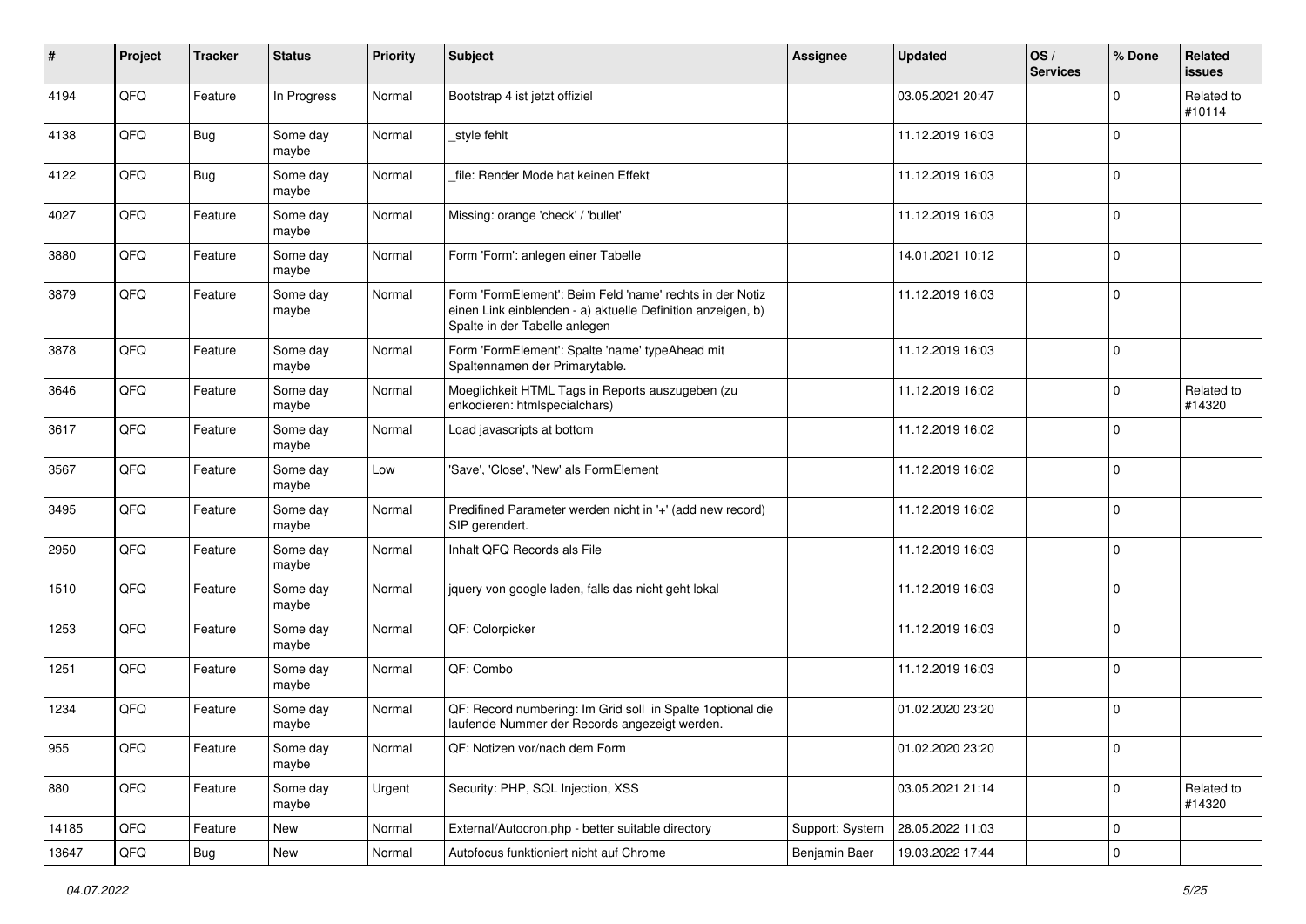| # | Project | Tracker | Status | Priority | Subject | Assignee | Updated | OS / Services | % Done | Related issues |
|---|---|---|---|---|---|---|---|---|---|---|
| 4194 | QFQ | Feature | In Progress | Normal | Bootstrap 4 ist jetzt offiziel | | 03.05.2021 20:47 | | 0 | Related to #10114 |
| 4138 | QFQ | Bug | Some day maybe | Normal | _style fehlt | | 11.12.2019 16:03 | | 0 | |
| 4122 | QFQ | Bug | Some day maybe | Normal | _file: Render Mode hat keinen Effekt | | 11.12.2019 16:03 | | 0 | |
| 4027 | QFQ | Feature | Some day maybe | Normal | Missing: orange 'check' / 'bullet' | | 11.12.2019 16:03 | | 0 | |
| 3880 | QFQ | Feature | Some day maybe | Normal | Form 'Form': anlegen einer Tabelle | | 14.01.2021 10:12 | | 0 | |
| 3879 | QFQ | Feature | Some day maybe | Normal | Form 'FormElement': Beim Feld 'name' rechts in der Notiz einen Link einblenden - a) aktuelle Definition anzeigen, b) Spalte in der Tabelle anlegen | | 11.12.2019 16:03 | | 0 | |
| 3878 | QFQ | Feature | Some day maybe | Normal | Form 'FormElement': Spalte 'name' typeAhead mit Spaltennamen der Primarytable. | | 11.12.2019 16:03 | | 0 | |
| 3646 | QFQ | Feature | Some day maybe | Normal | Moeglichkeit HTML Tags in Reports auszugeben (zu enkodieren: htmlspecialchars) | | 11.12.2019 16:02 | | 0 | Related to #14320 |
| 3617 | QFQ | Feature | Some day maybe | Normal | Load javascripts at bottom | | 11.12.2019 16:02 | | 0 | |
| 3567 | QFQ | Feature | Some day maybe | Low | 'Save', 'Close', 'New' als FormElement | | 11.12.2019 16:02 | | 0 | |
| 3495 | QFQ | Feature | Some day maybe | Normal | Predifined Parameter werden nicht in '+' (add new record) SIP gerendert. | | 11.12.2019 16:02 | | 0 | |
| 2950 | QFQ | Feature | Some day maybe | Normal | Inhalt QFQ Records als File | | 11.12.2019 16:03 | | 0 | |
| 1510 | QFQ | Feature | Some day maybe | Normal | jquery von google laden, falls das nicht geht lokal | | 11.12.2019 16:03 | | 0 | |
| 1253 | QFQ | Feature | Some day maybe | Normal | QF: Colorpicker | | 11.12.2019 16:03 | | 0 | |
| 1251 | QFQ | Feature | Some day maybe | Normal | QF: Combo | | 11.12.2019 16:03 | | 0 | |
| 1234 | QFQ | Feature | Some day maybe | Normal | QF: Record numbering: Im Grid soll in Spalte 1optional die laufende Nummer der Records angezeigt werden. | | 01.02.2020 23:20 | | 0 | |
| 955 | QFQ | Feature | Some day maybe | Normal | QF: Notizen vor/nach dem Form | | 01.02.2020 23:20 | | 0 | |
| 880 | QFQ | Feature | Some day maybe | Urgent | Security: PHP, SQL Injection, XSS | | 03.05.2021 21:14 | | 0 | Related to #14320 |
| 14185 | QFQ | Feature | New | Normal | External/Autocron.php - better suitable directory | Support: System | 28.05.2022 11:03 | | 0 | |
| 13647 | QFQ | Bug | New | Normal | Autofocus funktioniert nicht auf Chrome | Benjamin Baer | 19.03.2022 17:44 | | 0 | |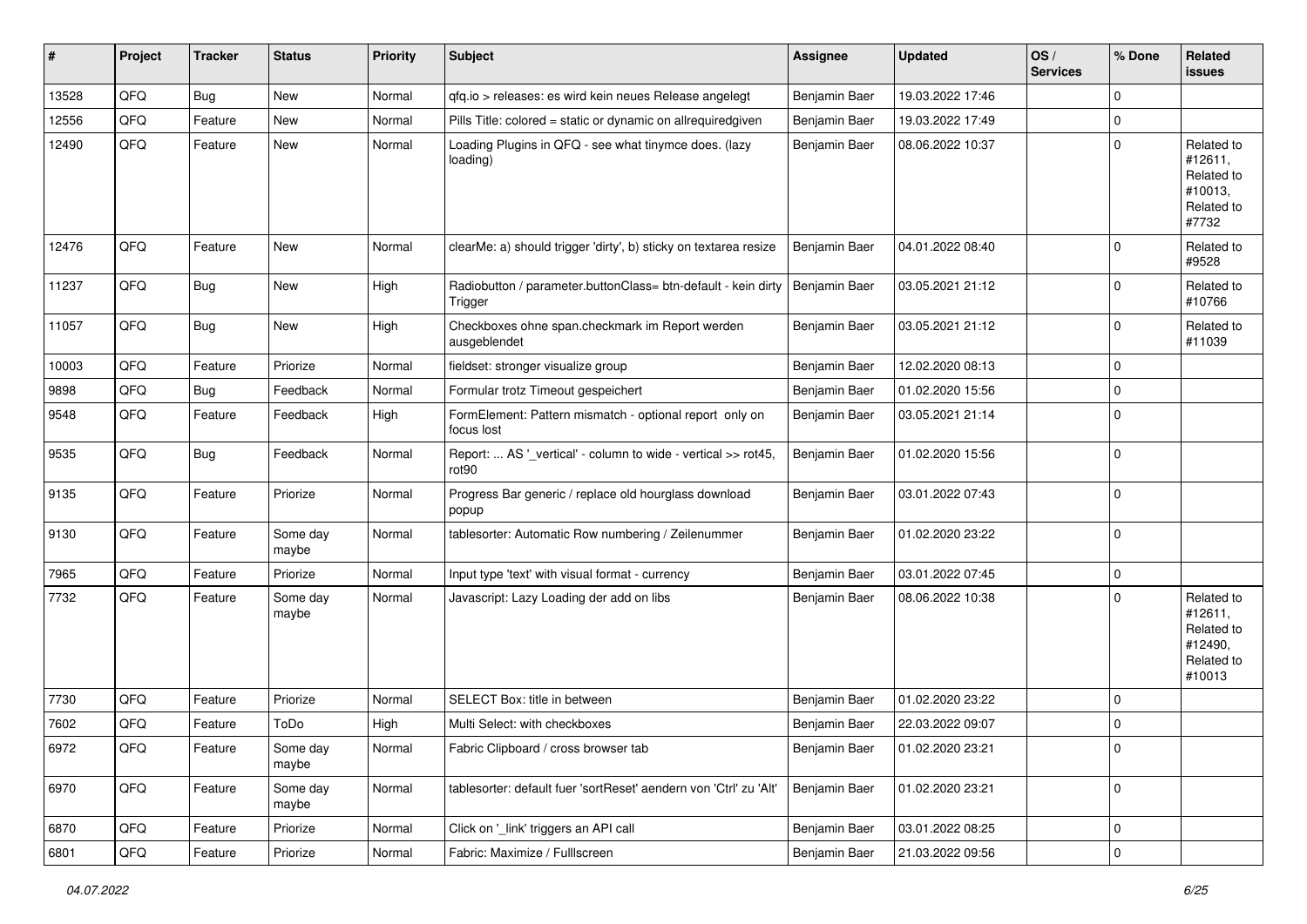| # | Project | Tracker | Status | Priority | Subject | Assignee | Updated | OS / Services | % Done | Related issues |
|---|---|---|---|---|---|---|---|---|---|---|
| 13528 | QFQ | Bug | New | Normal | qfq.io > releases: es wird kein neues Release angelegt | Benjamin Baer | 19.03.2022 17:46 | | 0 | |
| 12556 | QFQ | Feature | New | Normal | Pills Title: colored = static or dynamic on allrequiredgiven | Benjamin Baer | 19.03.2022 17:49 | | 0 | |
| 12490 | QFQ | Feature | New | Normal | Loading Plugins in QFQ - see what tinymce does. (lazy loading) | Benjamin Baer | 08.06.2022 10:37 | | 0 | Related to #12611, Related to #10013, Related to #7732 |
| 12476 | QFQ | Feature | New | Normal | clearMe: a) should trigger 'dirty', b) sticky on textarea resize | Benjamin Baer | 04.01.2022 08:40 | | 0 | Related to #9528 |
| 11237 | QFQ | Bug | New | High | Radiobutton / parameter.buttonClass= btn-default - kein dirty Trigger | Benjamin Baer | 03.05.2021 21:12 | | 0 | Related to #10766 |
| 11057 | QFQ | Bug | New | High | Checkboxes ohne span.checkmark im Report werden ausgeblendet | Benjamin Baer | 03.05.2021 21:12 | | 0 | Related to #11039 |
| 10003 | QFQ | Feature | Priorize | Normal | fieldset: stronger visualize group | Benjamin Baer | 12.02.2020 08:13 | | 0 | |
| 9898 | QFQ | Bug | Feedback | Normal | Formular trotz Timeout gespeichert | Benjamin Baer | 01.02.2020 15:56 | | 0 | |
| 9548 | QFQ | Feature | Feedback | High | FormElement: Pattern mismatch - optional report only on focus lost | Benjamin Baer | 03.05.2021 21:14 | | 0 | |
| 9535 | QFQ | Bug | Feedback | Normal | Report: ... AS '_vertical' - column to wide - vertical >> rot45, rot90 | Benjamin Baer | 01.02.2020 15:56 | | 0 | |
| 9135 | QFQ | Feature | Priorize | Normal | Progress Bar generic / replace old hourglass download popup | Benjamin Baer | 03.01.2022 07:43 | | 0 | |
| 9130 | QFQ | Feature | Some day maybe | Normal | tablesorter: Automatic Row numbering / Zeilenummer | Benjamin Baer | 01.02.2020 23:22 | | 0 | |
| 7965 | QFQ | Feature | Priorize | Normal | Input type 'text' with visual format - currency | Benjamin Baer | 03.01.2022 07:45 | | 0 | |
| 7732 | QFQ | Feature | Some day maybe | Normal | Javascript: Lazy Loading der add on libs | Benjamin Baer | 08.06.2022 10:38 | | 0 | Related to #12611, Related to #12490, Related to #10013 |
| 7730 | QFQ | Feature | Priorize | Normal | SELECT Box: title in between | Benjamin Baer | 01.02.2020 23:22 | | 0 | |
| 7602 | QFQ | Feature | ToDo | High | Multi Select: with checkboxes | Benjamin Baer | 22.03.2022 09:07 | | 0 | |
| 6972 | QFQ | Feature | Some day maybe | Normal | Fabric Clipboard / cross browser tab | Benjamin Baer | 01.02.2020 23:21 | | 0 | |
| 6970 | QFQ | Feature | Some day maybe | Normal | tablesorter: default fuer 'sortReset' aendern von 'Ctrl' zu 'Alt' | Benjamin Baer | 01.02.2020 23:21 | | 0 | |
| 6870 | QFQ | Feature | Priorize | Normal | Click on '_link' triggers an API call | Benjamin Baer | 03.01.2022 08:25 | | 0 | |
| 6801 | QFQ | Feature | Priorize | Normal | Fabric: Maximize / Fulllscreen | Benjamin Baer | 21.03.2022 09:56 | | 0 | |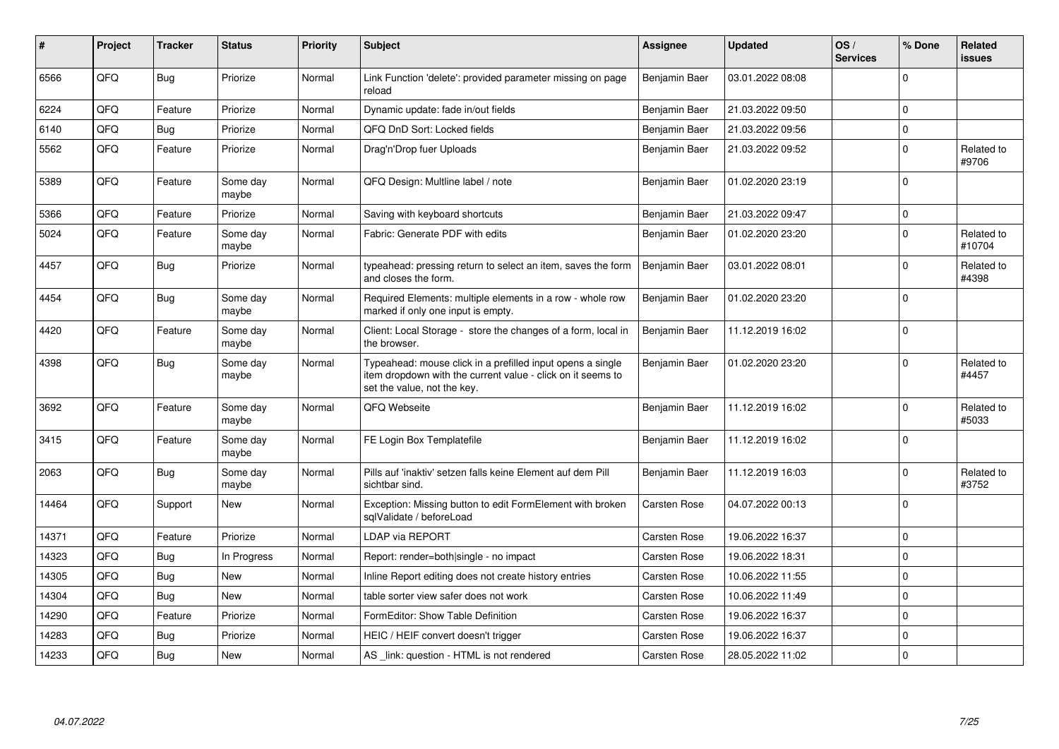| # | Project | Tracker | Status | Priority | Subject | Assignee | Updated | OS / Services | % Done | Related issues |
|---|---|---|---|---|---|---|---|---|---|---|
| 6566 | QFQ | Bug | Priorize | Normal | Link Function 'delete': provided parameter missing on page reload | Benjamin Baer | 03.01.2022 08:08 | | 0 | |
| 6224 | QFQ | Feature | Priorize | Normal | Dynamic update: fade in/out fields | Benjamin Baer | 21.03.2022 09:50 | | 0 | |
| 6140 | QFQ | Bug | Priorize | Normal | QFQ DnD Sort: Locked fields | Benjamin Baer | 21.03.2022 09:56 | | 0 | |
| 5562 | QFQ | Feature | Priorize | Normal | Drag'n'Drop fuer Uploads | Benjamin Baer | 21.03.2022 09:52 | | 0 | Related to #9706 |
| 5389 | QFQ | Feature | Some day maybe | Normal | QFQ Design: Multline label / note | Benjamin Baer | 01.02.2020 23:19 | | 0 | |
| 5366 | QFQ | Feature | Priorize | Normal | Saving with keyboard shortcuts | Benjamin Baer | 21.03.2022 09:47 | | 0 | |
| 5024 | QFQ | Feature | Some day maybe | Normal | Fabric: Generate PDF with edits | Benjamin Baer | 01.02.2020 23:20 | | 0 | Related to #10704 |
| 4457 | QFQ | Bug | Priorize | Normal | typeahead: pressing return to select an item, saves the form and closes the form. | Benjamin Baer | 03.01.2022 08:01 | | 0 | Related to #4398 |
| 4454 | QFQ | Bug | Some day maybe | Normal | Required Elements: multiple elements in a row - whole row marked if only one input is empty. | Benjamin Baer | 01.02.2020 23:20 | | 0 | |
| 4420 | QFQ | Feature | Some day maybe | Normal | Client: Local Storage - store the changes of a form, local in the browser. | Benjamin Baer | 11.12.2019 16:02 | | 0 | |
| 4398 | QFQ | Bug | Some day maybe | Normal | Typeahead: mouse click in a prefilled input opens a single item dropdown with the current value - click on it seems to set the value, not the key. | Benjamin Baer | 01.02.2020 23:20 | | 0 | Related to #4457 |
| 3692 | QFQ | Feature | Some day maybe | Normal | QFQ Webseite | Benjamin Baer | 11.12.2019 16:02 | | 0 | Related to #5033 |
| 3415 | QFQ | Feature | Some day maybe | Normal | FE Login Box Templatefile | Benjamin Baer | 11.12.2019 16:02 | | 0 | |
| 2063 | QFQ | Bug | Some day maybe | Normal | Pills auf 'inaktiv' setzen falls keine Element auf dem Pill sichtbar sind. | Benjamin Baer | 11.12.2019 16:03 | | 0 | Related to #3752 |
| 14464 | QFQ | Support | New | Normal | Exception: Missing button to edit FormElement with broken sqlValidate / beforeLoad | Carsten Rose | 04.07.2022 00:13 | | 0 | |
| 14371 | QFQ | Feature | Priorize | Normal | LDAP via REPORT | Carsten Rose | 19.06.2022 16:37 | | 0 | |
| 14323 | QFQ | Bug | In Progress | Normal | Report: render=both|single - no impact | Carsten Rose | 19.06.2022 18:31 | | 0 | |
| 14305 | QFQ | Bug | New | Normal | Inline Report editing does not create history entries | Carsten Rose | 10.06.2022 11:55 | | 0 | |
| 14304 | QFQ | Bug | New | Normal | table sorter view safer does not work | Carsten Rose | 10.06.2022 11:49 | | 0 | |
| 14290 | QFQ | Feature | Priorize | Normal | FormEditor: Show Table Definition | Carsten Rose | 19.06.2022 16:37 | | 0 | |
| 14283 | QFQ | Bug | Priorize | Normal | HEIC / HEIF convert doesn't trigger | Carsten Rose | 19.06.2022 16:37 | | 0 | |
| 14233 | QFQ | Bug | New | Normal | AS _link: question - HTML is not rendered | Carsten Rose | 28.05.2022 11:02 | | 0 | |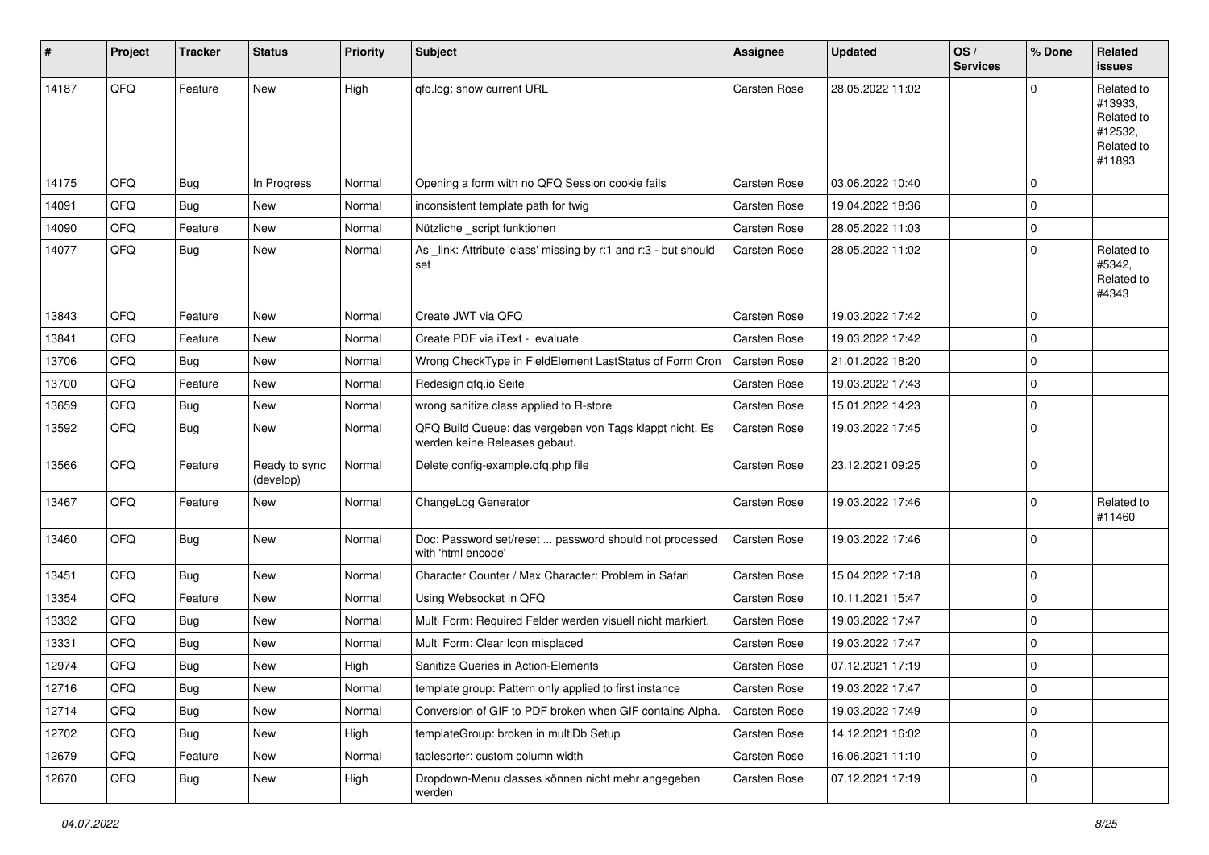| # | Project | Tracker | Status | Priority | Subject | Assignee | Updated | OS / Services | % Done | Related issues |
|---|---|---|---|---|---|---|---|---|---|---|
| 14187 | QFQ | Feature | New | High | qfq.log: show current URL | Carsten Rose | 28.05.2022 11:02 | | 0 | Related to #13933, Related to #12532, Related to #11893 |
| 14175 | QFQ | Bug | In Progress | Normal | Opening a form with no QFQ Session cookie fails | Carsten Rose | 03.06.2022 10:40 | | 0 | |
| 14091 | QFQ | Bug | New | Normal | inconsistent template path for twig | Carsten Rose | 19.04.2022 18:36 | | 0 | |
| 14090 | QFQ | Feature | New | Normal | Nützliche _script funktionen | Carsten Rose | 28.05.2022 11:03 | | 0 | |
| 14077 | QFQ | Bug | New | Normal | As _link: Attribute 'class' missing by r:1 and r:3 - but should set | Carsten Rose | 28.05.2022 11:02 | | 0 | Related to #5342, Related to #4343 |
| 13843 | QFQ | Feature | New | Normal | Create JWT via QFQ | Carsten Rose | 19.03.2022 17:42 | | 0 | |
| 13841 | QFQ | Feature | New | Normal | Create PDF via iText - evaluate | Carsten Rose | 19.03.2022 17:42 | | 0 | |
| 13706 | QFQ | Bug | New | Normal | Wrong CheckType in FieldElement LastStatus of Form Cron | Carsten Rose | 21.01.2022 18:20 | | 0 | |
| 13700 | QFQ | Feature | New | Normal | Redesign qfq.io Seite | Carsten Rose | 19.03.2022 17:43 | | 0 | |
| 13659 | QFQ | Bug | New | Normal | wrong sanitize class applied to R-store | Carsten Rose | 15.01.2022 14:23 | | 0 | |
| 13592 | QFQ | Bug | New | Normal | QFQ Build Queue: das vergeben von Tags klappt nicht. Es werden keine Releases gebaut. | Carsten Rose | 19.03.2022 17:45 | | 0 | |
| 13566 | QFQ | Feature | Ready to sync (develop) | Normal | Delete config-example.qfq.php file | Carsten Rose | 23.12.2021 09:25 | | 0 | |
| 13467 | QFQ | Feature | New | Normal | ChangeLog Generator | Carsten Rose | 19.03.2022 17:46 | | 0 | Related to #11460 |
| 13460 | QFQ | Bug | New | Normal | Doc: Password set/reset ... password should not processed with 'html encode' | Carsten Rose | 19.03.2022 17:46 | | 0 | |
| 13451 | QFQ | Bug | New | Normal | Character Counter / Max Character: Problem in Safari | Carsten Rose | 15.04.2022 17:18 | | 0 | |
| 13354 | QFQ | Feature | New | Normal | Using Websocket in QFQ | Carsten Rose | 10.11.2021 15:47 | | 0 | |
| 13332 | QFQ | Bug | New | Normal | Multi Form: Required Felder werden visuell nicht markiert. | Carsten Rose | 19.03.2022 17:47 | | 0 | |
| 13331 | QFQ | Bug | New | Normal | Multi Form: Clear Icon misplaced | Carsten Rose | 19.03.2022 17:47 | | 0 | |
| 12974 | QFQ | Bug | New | High | Sanitize Queries in Action-Elements | Carsten Rose | 07.12.2021 17:19 | | 0 | |
| 12716 | QFQ | Bug | New | Normal | template group: Pattern only applied to first instance | Carsten Rose | 19.03.2022 17:47 | | 0 | |
| 12714 | QFQ | Bug | New | Normal | Conversion of GIF to PDF broken when GIF contains Alpha. | Carsten Rose | 19.03.2022 17:49 | | 0 | |
| 12702 | QFQ | Bug | New | High | templateGroup: broken in multiDb Setup | Carsten Rose | 14.12.2021 16:02 | | 0 | |
| 12679 | QFQ | Feature | New | Normal | tablesorter: custom column width | Carsten Rose | 16.06.2021 11:10 | | 0 | |
| 12670 | QFQ | Bug | New | High | Dropdown-Menu classes können nicht mehr angegeben werden | Carsten Rose | 07.12.2021 17:19 | | 0 | |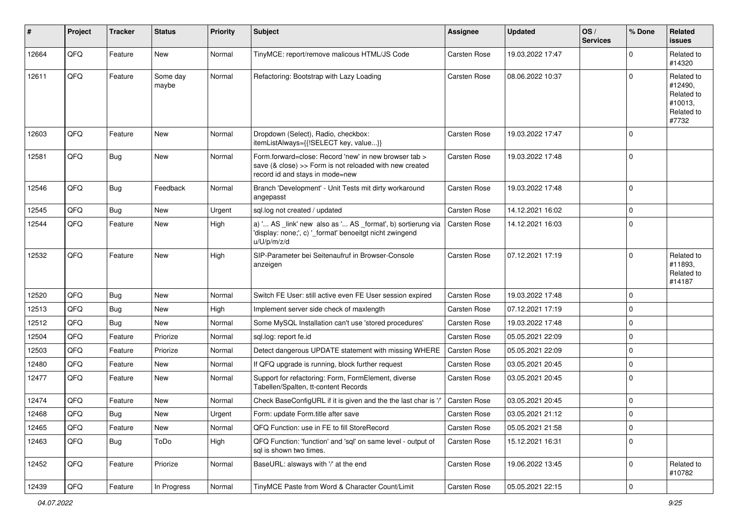| # | Project | Tracker | Status | Priority | Subject | Assignee | Updated | OS / Services | % Done | Related issues |
|---|---|---|---|---|---|---|---|---|---|---|
| 12664 | QFQ | Feature | New | Normal | TinyMCE: report/remove malicous HTML/JS Code | Carsten Rose | 19.03.2022 17:47 | | 0 | Related to #14320 |
| 12611 | QFQ | Feature | Some day maybe | Normal | Refactoring: Bootstrap with Lazy Loading | Carsten Rose | 08.06.2022 10:37 | | 0 | Related to #12490, Related to #10013, Related to #7732 |
| 12603 | QFQ | Feature | New | Normal | Dropdown (Select), Radio, checkbox: itemListAlways={{!SELECT key, value...}} | Carsten Rose | 19.03.2022 17:47 | | 0 | |
| 12581 | QFQ | Bug | New | Normal | Form.forward=close: Record 'new' in new browser tab > save (& close) >> Form is not reloaded with new created record id and stays in mode=new | Carsten Rose | 19.03.2022 17:48 | | 0 | |
| 12546 | QFQ | Bug | Feedback | Normal | Branch 'Development' - Unit Tests mit dirty workaround angepasst | Carsten Rose | 19.03.2022 17:48 | | 0 | |
| 12545 | QFQ | Bug | New | Urgent | sql.log not created / updated | Carsten Rose | 14.12.2021 16:02 | | 0 | |
| 12544 | QFQ | Feature | New | High | a) '... AS _link' new also as '... AS _format', b) sortierung via 'display: none;', c) '_format' benoeitgt nicht zwingend u/U/p/m/z/d | Carsten Rose | 14.12.2021 16:03 | | 0 | |
| 12532 | QFQ | Feature | New | High | SIP-Parameter bei Seitenaufruf in Browser-Console anzeigen | Carsten Rose | 07.12.2021 17:19 | | 0 | Related to #11893, Related to #14187 |
| 12520 | QFQ | Bug | New | Normal | Switch FE User: still active even FE User session expired | Carsten Rose | 19.03.2022 17:48 | | 0 | |
| 12513 | QFQ | Bug | New | High | Implement server side check of maxlength | Carsten Rose | 07.12.2021 17:19 | | 0 | |
| 12512 | QFQ | Bug | New | Normal | Some MySQL Installation can't use 'stored procedures' | Carsten Rose | 19.03.2022 17:48 | | 0 | |
| 12504 | QFQ | Feature | Priorize | Normal | sql.log: report fe.id | Carsten Rose | 05.05.2021 22:09 | | 0 | |
| 12503 | QFQ | Feature | Priorize | Normal | Detect dangerous UPDATE statement with missing WHERE | Carsten Rose | 05.05.2021 22:09 | | 0 | |
| 12480 | QFQ | Feature | New | Normal | If QFQ upgrade is running, block further request | Carsten Rose | 03.05.2021 20:45 | | 0 | |
| 12477 | QFQ | Feature | New | Normal | Support for refactoring: Form, FormElement, diverse Tabellen/Spalten, tt-content Records | Carsten Rose | 03.05.2021 20:45 | | 0 | |
| 12474 | QFQ | Feature | New | Normal | Check BaseConfigURL if it is given and the the last char is '/' | Carsten Rose | 03.05.2021 20:45 | | 0 | |
| 12468 | QFQ | Bug | New | Urgent | Form: update Form.title after save | Carsten Rose | 03.05.2021 21:12 | | 0 | |
| 12465 | QFQ | Feature | New | Normal | QFQ Function: use in FE to fill StoreRecord | Carsten Rose | 05.05.2021 21:58 | | 0 | |
| 12463 | QFQ | Bug | ToDo | High | QFQ Function: 'function' and 'sql' on same level - output of sql is shown two times. | Carsten Rose | 15.12.2021 16:31 | | 0 | |
| 12452 | QFQ | Feature | Priorize | Normal | BaseURL: alsways with '/' at the end | Carsten Rose | 19.06.2022 13:45 | | 0 | Related to #10782 |
| 12439 | QFQ | Feature | In Progress | Normal | TinyMCE Paste from Word & Character Count/Limit | Carsten Rose | 05.05.2021 22:15 | | 0 | |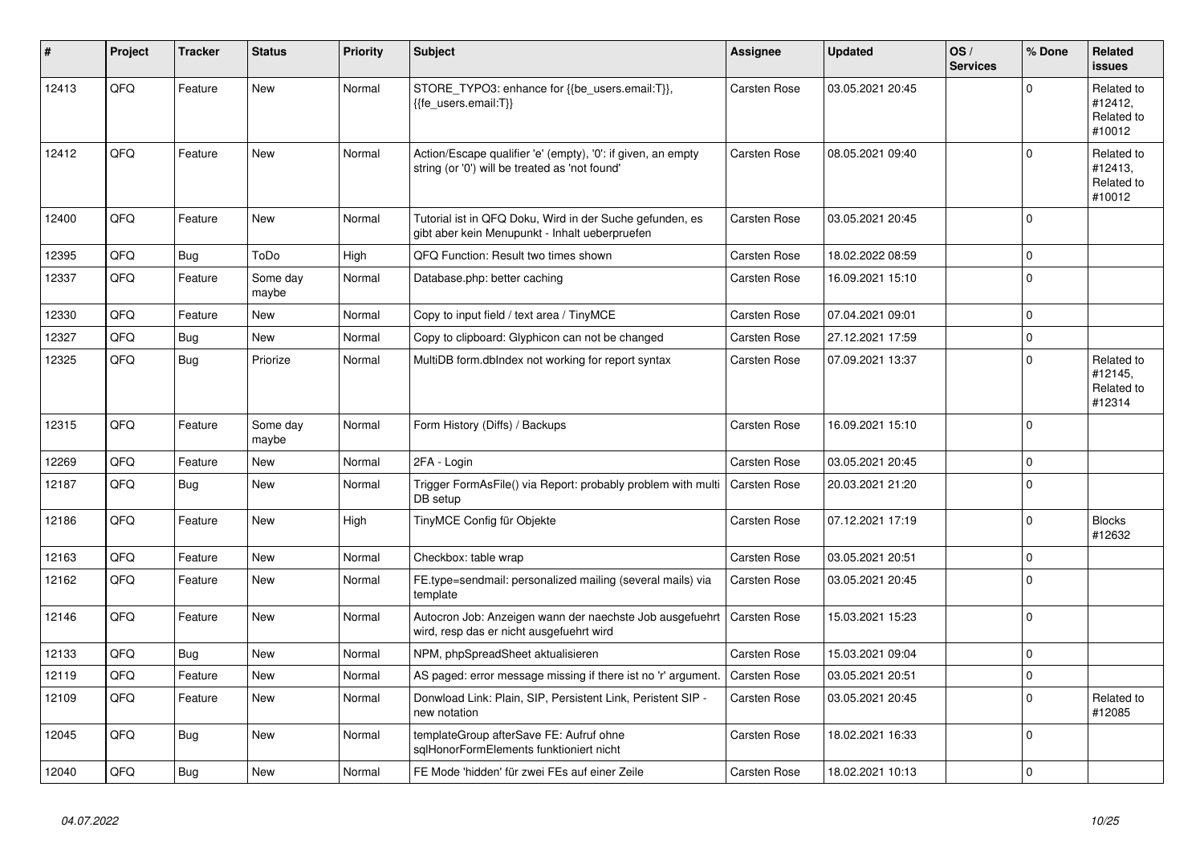| # | Project | Tracker | Status | Priority | Subject | Assignee | Updated | OS / Services | % Done | Related issues |
|---|---|---|---|---|---|---|---|---|---|---|
| 12413 | QFQ | Feature | New | Normal | STORE_TYPO3: enhance for {{be_users.email:T}}, {{fe_users.email:T}} | Carsten Rose | 03.05.2021 20:45 | | 0 | Related to #12412, Related to #10012 |
| 12412 | QFQ | Feature | New | Normal | Action/Escape qualifier 'e' (empty), '0': if given, an empty string (or '0') will be treated as 'not found' | Carsten Rose | 08.05.2021 09:40 | | 0 | Related to #12413, Related to #10012 |
| 12400 | QFQ | Feature | New | Normal | Tutorial ist in QFQ Doku, Wird in der Suche gefunden, es gibt aber kein Menupunkt - Inhalt ueberpruefen | Carsten Rose | 03.05.2021 20:45 | | 0 | |
| 12395 | QFQ | Bug | ToDo | High | QFQ Function: Result two times shown | Carsten Rose | 18.02.2022 08:59 | | 0 | |
| 12337 | QFQ | Feature | Some day maybe | Normal | Database.php: better caching | Carsten Rose | 16.09.2021 15:10 | | 0 | |
| 12330 | QFQ | Feature | New | Normal | Copy to input field / text area / TinyMCE | Carsten Rose | 07.04.2021 09:01 | | 0 | |
| 12327 | QFQ | Bug | New | Normal | Copy to clipboard: Glyphicon can not be changed | Carsten Rose | 27.12.2021 17:59 | | 0 | |
| 12325 | QFQ | Bug | Priorize | Normal | MultiDB form.dbIndex not working for report syntax | Carsten Rose | 07.09.2021 13:37 | | 0 | Related to #12145, Related to #12314 |
| 12315 | QFQ | Feature | Some day maybe | Normal | Form History (Diffs) / Backups | Carsten Rose | 16.09.2021 15:10 | | 0 | |
| 12269 | QFQ | Feature | New | Normal | 2FA - Login | Carsten Rose | 03.05.2021 20:45 | | 0 | |
| 12187 | QFQ | Bug | New | Normal | Trigger FormAsFile() via Report: probably problem with multi DB setup | Carsten Rose | 20.03.2021 21:20 | | 0 | |
| 12186 | QFQ | Feature | New | High | TinyMCE Config für Objekte | Carsten Rose | 07.12.2021 17:19 | | 0 | Blocks #12632 |
| 12163 | QFQ | Feature | New | Normal | Checkbox: table wrap | Carsten Rose | 03.05.2021 20:51 | | 0 | |
| 12162 | QFQ | Feature | New | Normal | FE.type=sendmail: personalized mailing (several mails) via template | Carsten Rose | 03.05.2021 20:45 | | 0 | |
| 12146 | QFQ | Feature | New | Normal | Autocron Job: Anzeigen wann der naechste Job ausgefuehrt wird, resp das er nicht ausgefuehrt wird | Carsten Rose | 15.03.2021 15:23 | | 0 | |
| 12133 | QFQ | Bug | New | Normal | NPM, phpSpreadSheet aktualisieren | Carsten Rose | 15.03.2021 09:04 | | 0 | |
| 12119 | QFQ | Feature | New | Normal | AS paged: error message missing if there ist no 'r' argument. | Carsten Rose | 03.05.2021 20:51 | | 0 | |
| 12109 | QFQ | Feature | New | Normal | Donwload Link: Plain, SIP, Persistent Link, Peristent SIP - new notation | Carsten Rose | 03.05.2021 20:45 | | 0 | Related to #12085 |
| 12045 | QFQ | Bug | New | Normal | templateGroup afterSave FE: Aufruf ohne sqlHonorFormElements funktioniert nicht | Carsten Rose | 18.02.2021 16:33 | | 0 | |
| 12040 | QFQ | Bug | New | Normal | FE Mode 'hidden' für zwei FEs auf einer Zeile | Carsten Rose | 18.02.2021 10:13 | | 0 | |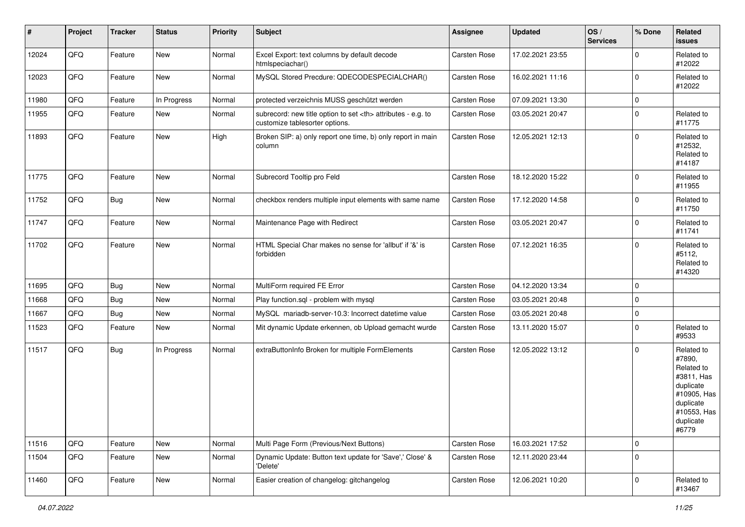| # | Project | Tracker | Status | Priority | Subject | Assignee | Updated | OS / Services | % Done | Related issues |
|---|---|---|---|---|---|---|---|---|---|---|
| 12024 | QFQ | Feature | New | Normal | Excel Export: text columns by default decode htmlspeciachar() | Carsten Rose | 17.02.2021 23:55 | | 0 | Related to #12022 |
| 12023 | QFQ | Feature | New | Normal | MySQL Stored Precdure: QDECODESPECIALCHAR() | Carsten Rose | 16.02.2021 11:16 | | 0 | Related to #12022 |
| 11980 | QFQ | Feature | In Progress | Normal | protected verzeichnis MUSS geschützt werden | Carsten Rose | 07.09.2021 13:30 | | 0 | |
| 11955 | QFQ | Feature | New | Normal | subrecord: new title option to set <th> attributes - e.g. to customize tablesorter options. | Carsten Rose | 03.05.2021 20:47 | | 0 | Related to #11775 |
| 11893 | QFQ | Feature | New | High | Broken SIP: a) only report one time, b) only report in main column | Carsten Rose | 12.05.2021 12:13 | | 0 | Related to #12532, Related to #14187 |
| 11775 | QFQ | Feature | New | Normal | Subrecord Tooltip pro Feld | Carsten Rose | 18.12.2020 15:22 | | 0 | Related to #11955 |
| 11752 | QFQ | Bug | New | Normal | checkbox renders multiple input elements with same name | Carsten Rose | 17.12.2020 14:58 | | 0 | Related to #11750 |
| 11747 | QFQ | Feature | New | Normal | Maintenance Page with Redirect | Carsten Rose | 03.05.2021 20:47 | | 0 | Related to #11741 |
| 11702 | QFQ | Feature | New | Normal | HTML Special Char makes no sense for 'allbut' if '&' is forbidden | Carsten Rose | 07.12.2021 16:35 | | 0 | Related to #5112, Related to #14320 |
| 11695 | QFQ | Bug | New | Normal | MultiForm required FE Error | Carsten Rose | 04.12.2020 13:34 | | 0 | |
| 11668 | QFQ | Bug | New | Normal | Play function.sql - problem with mysql | Carsten Rose | 03.05.2021 20:48 | | 0 | |
| 11667 | QFQ | Bug | New | Normal | MySQL mariadb-server-10.3: Incorrect datetime value | Carsten Rose | 03.05.2021 20:48 | | 0 | |
| 11523 | QFQ | Feature | New | Normal | Mit dynamic Update erkennen, ob Upload gemacht wurde | Carsten Rose | 13.11.2020 15:07 | | 0 | Related to #9533 |
| 11517 | QFQ | Bug | In Progress | Normal | extraButtonInfo Broken for multiple FormElements | Carsten Rose | 12.05.2022 13:12 | | 0 | Related to #7890, Related to #3811, Has duplicate #10905, Has duplicate #10553, Has duplicate #6779 |
| 11516 | QFQ | Feature | New | Normal | Multi Page Form (Previous/Next Buttons) | Carsten Rose | 16.03.2021 17:52 | | 0 | |
| 11504 | QFQ | Feature | New | Normal | Dynamic Update: Button text update for 'Save',' Close' & 'Delete' | Carsten Rose | 12.11.2020 23:44 | | 0 | |
| 11460 | QFQ | Feature | New | Normal | Easier creation of changelog: gitchangelog | Carsten Rose | 12.06.2021 10:20 | | 0 | Related to #13467 |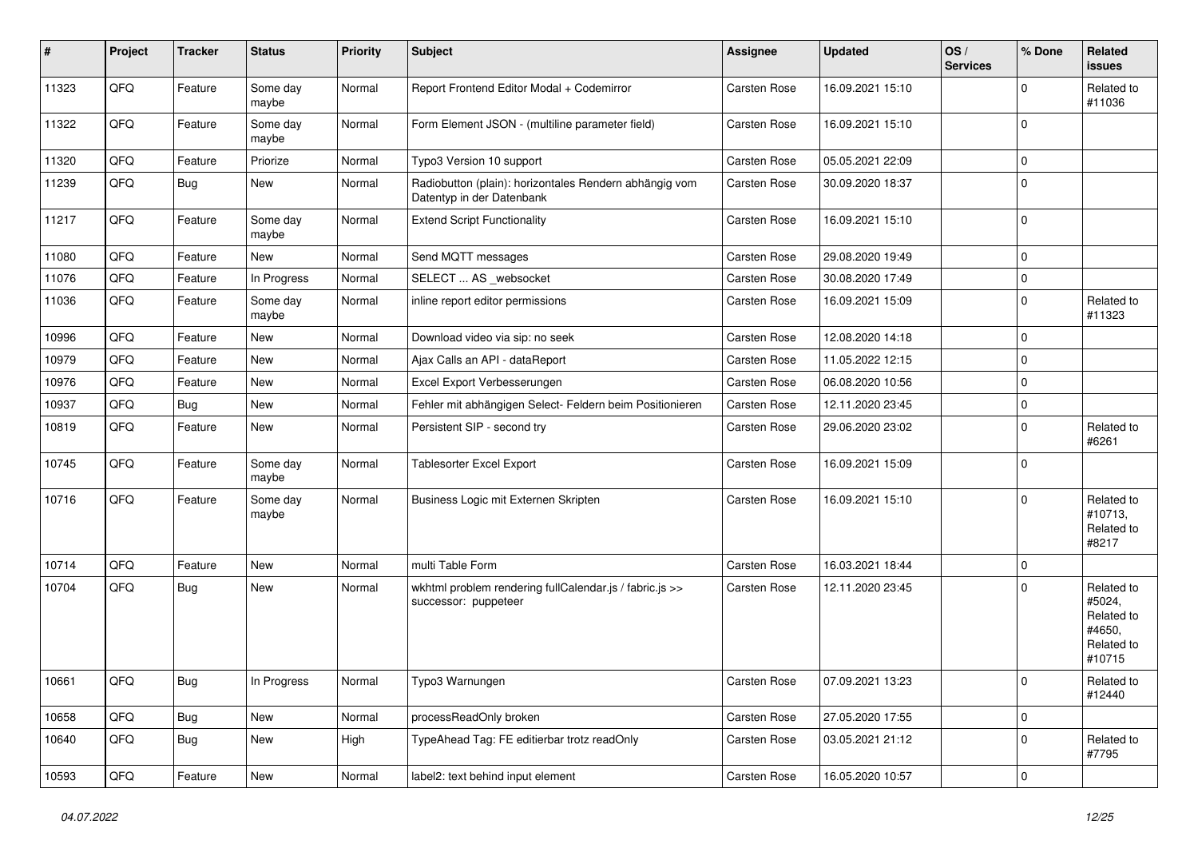| # | Project | Tracker | Status | Priority | Subject | Assignee | Updated | OS / Services | % Done | Related issues |
|---|---|---|---|---|---|---|---|---|---|---|
| 11323 | QFQ | Feature | Some day maybe | Normal | Report Frontend Editor Modal + Codemirror | Carsten Rose | 16.09.2021 15:10 | | 0 | Related to #11036 |
| 11322 | QFQ | Feature | Some day maybe | Normal | Form Element JSON - (multiline parameter field) | Carsten Rose | 16.09.2021 15:10 | | 0 | |
| 11320 | QFQ | Feature | Priorize | Normal | Typo3 Version 10 support | Carsten Rose | 05.05.2021 22:09 | | 0 | |
| 11239 | QFQ | Bug | New | Normal | Radiobutton (plain): horizontales Rendern abhängig vom Datentyp in der Datenbank | Carsten Rose | 30.09.2020 18:37 | | 0 | |
| 11217 | QFQ | Feature | Some day maybe | Normal | Extend Script Functionality | Carsten Rose | 16.09.2021 15:10 | | 0 | |
| 11080 | QFQ | Feature | New | Normal | Send MQTT messages | Carsten Rose | 29.08.2020 19:49 | | 0 | |
| 11076 | QFQ | Feature | In Progress | Normal | SELECT ... AS _websocket | Carsten Rose | 30.08.2020 17:49 | | 0 | |
| 11036 | QFQ | Feature | Some day maybe | Normal | inline report editor permissions | Carsten Rose | 16.09.2021 15:09 | | 0 | Related to #11323 |
| 10996 | QFQ | Feature | New | Normal | Download video via sip: no seek | Carsten Rose | 12.08.2020 14:18 | | 0 | |
| 10979 | QFQ | Feature | New | Normal | Ajax Calls an API - dataReport | Carsten Rose | 11.05.2022 12:15 | | 0 | |
| 10976 | QFQ | Feature | New | Normal | Excel Export Verbesserungen | Carsten Rose | 06.08.2020 10:56 | | 0 | |
| 10937 | QFQ | Bug | New | Normal | Fehler mit abhängigen Select- Feldern beim Positionieren | Carsten Rose | 12.11.2020 23:45 | | 0 | |
| 10819 | QFQ | Feature | New | Normal | Persistent SIP - second try | Carsten Rose | 29.06.2020 23:02 | | 0 | Related to #6261 |
| 10745 | QFQ | Feature | Some day maybe | Normal | Tablesorter Excel Export | Carsten Rose | 16.09.2021 15:09 | | 0 | |
| 10716 | QFQ | Feature | Some day maybe | Normal | Business Logic mit Externen Skripten | Carsten Rose | 16.09.2021 15:10 | | 0 | Related to #10713, Related to #8217 |
| 10714 | QFQ | Feature | New | Normal | multi Table Form | Carsten Rose | 16.03.2021 18:44 | | 0 | |
| 10704 | QFQ | Bug | New | Normal | wkhtml problem rendering fullCalendar.js / fabric.js >> successor: puppeteer | Carsten Rose | 12.11.2020 23:45 | | 0 | Related to #5024, Related to #4650, Related to #10715 |
| 10661 | QFQ | Bug | In Progress | Normal | Typo3 Warnungen | Carsten Rose | 07.09.2021 13:23 | | 0 | Related to #12440 |
| 10658 | QFQ | Bug | New | Normal | processReadOnly broken | Carsten Rose | 27.05.2020 17:55 | | 0 | |
| 10640 | QFQ | Bug | New | High | TypeAhead Tag: FE editierbar trotz readOnly | Carsten Rose | 03.05.2021 21:12 | | 0 | Related to #7795 |
| 10593 | QFQ | Feature | New | Normal | label2: text behind input element | Carsten Rose | 16.05.2020 10:57 | | 0 | |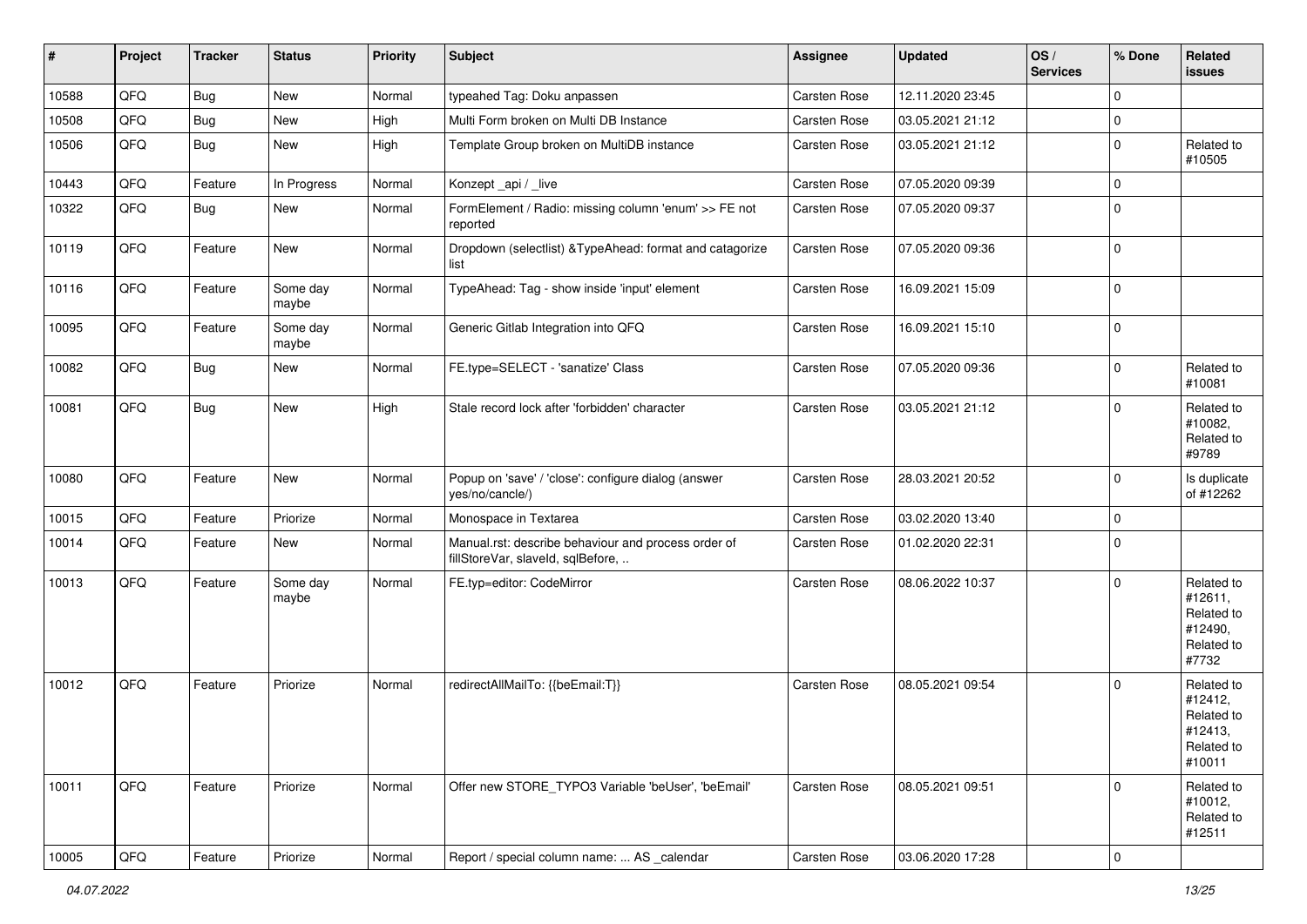| # | Project | Tracker | Status | Priority | Subject | Assignee | Updated | OS / Services | % Done | Related issues |
|---|---|---|---|---|---|---|---|---|---|---|
| 10588 | QFQ | Bug | New | Normal | typeahed Tag: Doku anpassen | Carsten Rose | 12.11.2020 23:45 | | 0 | |
| 10508 | QFQ | Bug | New | High | Multi Form broken on Multi DB Instance | Carsten Rose | 03.05.2021 21:12 | | 0 | |
| 10506 | QFQ | Bug | New | High | Template Group broken on MultiDB instance | Carsten Rose | 03.05.2021 21:12 | | 0 | Related to #10505 |
| 10443 | QFQ | Feature | In Progress | Normal | Konzept _api / _live | Carsten Rose | 07.05.2020 09:39 | | 0 | |
| 10322 | QFQ | Bug | New | Normal | FormElement / Radio: missing column 'enum' >> FE not reported | Carsten Rose | 07.05.2020 09:37 | | 0 | |
| 10119 | QFQ | Feature | New | Normal | Dropdown (selectlist) &TypeAhead: format and catagorize list | Carsten Rose | 07.05.2020 09:36 | | 0 | |
| 10116 | QFQ | Feature | Some day maybe | Normal | TypeAhead: Tag - show inside 'input' element | Carsten Rose | 16.09.2021 15:09 | | 0 | |
| 10095 | QFQ | Feature | Some day maybe | Normal | Generic Gitlab Integration into QFQ | Carsten Rose | 16.09.2021 15:10 | | 0 | |
| 10082 | QFQ | Bug | New | Normal | FE.type=SELECT - 'sanatize' Class | Carsten Rose | 07.05.2020 09:36 | | 0 | Related to #10081 |
| 10081 | QFQ | Bug | New | High | Stale record lock after 'forbidden' character | Carsten Rose | 03.05.2021 21:12 | | 0 | Related to #10082, Related to #9789 |
| 10080 | QFQ | Feature | New | Normal | Popup on 'save' / 'close': configure dialog (answer yes/no/cancle/) | Carsten Rose | 28.03.2021 20:52 | | 0 | Is duplicate of #12262 |
| 10015 | QFQ | Feature | Priorize | Normal | Monospace in Textarea | Carsten Rose | 03.02.2020 13:40 | | 0 | |
| 10014 | QFQ | Feature | New | Normal | Manual.rst: describe behaviour and process order of fillStoreVar, slaveId, sqlBefore, .. | Carsten Rose | 01.02.2020 22:31 | | 0 | |
| 10013 | QFQ | Feature | Some day maybe | Normal | FE.typ=editor: CodeMirror | Carsten Rose | 08.06.2022 10:37 | | 0 | Related to #12611, Related to #12490, Related to #7732 |
| 10012 | QFQ | Feature | Priorize | Normal | redirectAllMailTo: {{beEmail:T}} | Carsten Rose | 08.05.2021 09:54 | | 0 | Related to #12412, Related to #12413, Related to #10011 |
| 10011 | QFQ | Feature | Priorize | Normal | Offer new STORE_TYPO3 Variable 'beUser', 'beEmail' | Carsten Rose | 08.05.2021 09:51 | | 0 | Related to #10012, Related to #12511 |
| 10005 | QFQ | Feature | Priorize | Normal | Report / special column name: ... AS _calendar | Carsten Rose | 03.06.2020 17:28 | | 0 | |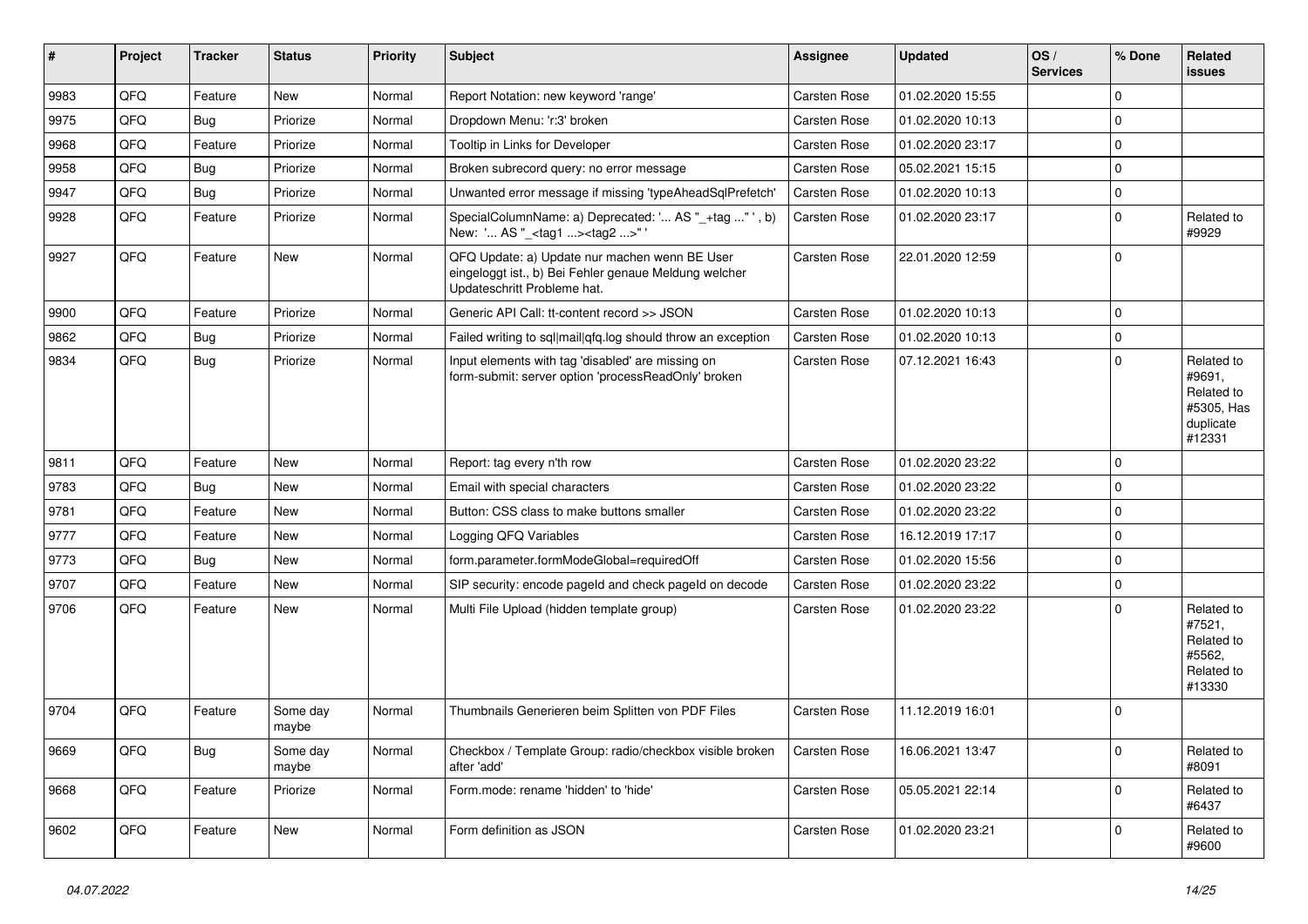| # | Project | Tracker | Status | Priority | Subject | Assignee | Updated | OS / Services | % Done | Related issues |
|---|---|---|---|---|---|---|---|---|---|---|
| 9983 | QFQ | Feature | New | Normal | Report Notation: new keyword 'range' | Carsten Rose | 01.02.2020 15:55 | | 0 | |
| 9975 | QFQ | Bug | Priorize | Normal | Dropdown Menu: 'r:3' broken | Carsten Rose | 01.02.2020 10:13 | | 0 | |
| 9968 | QFQ | Feature | Priorize | Normal | Tooltip in Links for Developer | Carsten Rose | 01.02.2020 23:17 | | 0 | |
| 9958 | QFQ | Bug | Priorize | Normal | Broken subrecord query: no error message | Carsten Rose | 05.02.2021 15:15 | | 0 | |
| 9947 | QFQ | Bug | Priorize | Normal | Unwanted error message if missing 'typeAheadSqlPrefetch' | Carsten Rose | 01.02.2020 10:13 | | 0 | |
| 9928 | QFQ | Feature | Priorize | Normal | SpecialColumnName: a) Deprecated: '... AS "_+tag ..." ', b) New: '... AS "_<tag1 ...><tag2 ...>" ' | Carsten Rose | 01.02.2020 23:17 | | 0 | Related to #9929 |
| 9927 | QFQ | Feature | New | Normal | QFQ Update: a) Update nur machen wenn BE User eingeloggt ist., b) Bei Fehler genaue Meldung welcher Updateschritt Probleme hat. | Carsten Rose | 22.01.2020 12:59 | | 0 | |
| 9900 | QFQ | Feature | Priorize | Normal | Generic API Call: tt-content record >> JSON | Carsten Rose | 01.02.2020 10:13 | | 0 | |
| 9862 | QFQ | Bug | Priorize | Normal | Failed writing to sql\|mail\|qfq.log should throw an exception | Carsten Rose | 01.02.2020 10:13 | | 0 | |
| 9834 | QFQ | Bug | Priorize | Normal | Input elements with tag 'disabled' are missing on form-submit: server option 'processReadOnly' broken | Carsten Rose | 07.12.2021 16:43 | | 0 | Related to #9691, Related to #5305, Has duplicate #12331 |
| 9811 | QFQ | Feature | New | Normal | Report: tag every n'th row | Carsten Rose | 01.02.2020 23:22 | | 0 | |
| 9783 | QFQ | Bug | New | Normal | Email with special characters | Carsten Rose | 01.02.2020 23:22 | | 0 | |
| 9781 | QFQ | Feature | New | Normal | Button: CSS class to make buttons smaller | Carsten Rose | 01.02.2020 23:22 | | 0 | |
| 9777 | QFQ | Feature | New | Normal | Logging QFQ Variables | Carsten Rose | 16.12.2019 17:17 | | 0 | |
| 9773 | QFQ | Bug | New | Normal | form.parameter.formModeGlobal=requiredOff | Carsten Rose | 01.02.2020 15:56 | | 0 | |
| 9707 | QFQ | Feature | New | Normal | SIP security: encode pageId and check pageId on decode | Carsten Rose | 01.02.2020 23:22 | | 0 | |
| 9706 | QFQ | Feature | New | Normal | Multi File Upload (hidden template group) | Carsten Rose | 01.02.2020 23:22 | | 0 | Related to #7521, Related to #5562, Related to #13330 |
| 9704 | QFQ | Feature | Some day maybe | Normal | Thumbnails Generieren beim Splitten von PDF Files | Carsten Rose | 11.12.2019 16:01 | | 0 | |
| 9669 | QFQ | Bug | Some day maybe | Normal | Checkbox / Template Group: radio/checkbox visible broken after 'add' | Carsten Rose | 16.06.2021 13:47 | | 0 | Related to #8091 |
| 9668 | QFQ | Feature | Priorize | Normal | Form.mode: rename 'hidden' to 'hide' | Carsten Rose | 05.05.2021 22:14 | | 0 | Related to #6437 |
| 9602 | QFQ | Feature | New | Normal | Form definition as JSON | Carsten Rose | 01.02.2020 23:21 | | 0 | Related to #9600 |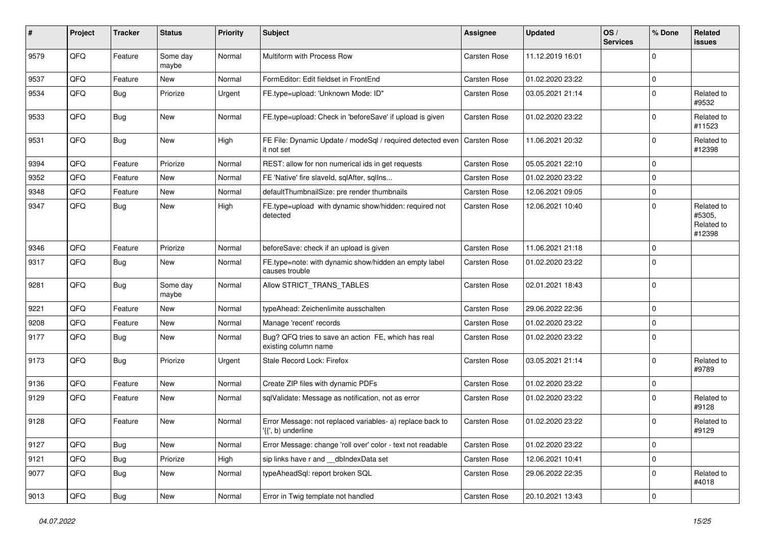| # | Project | Tracker | Status | Priority | Subject | Assignee | Updated | OS / Services | % Done | Related issues |
|---|---|---|---|---|---|---|---|---|---|---|
| 9579 | QFQ | Feature | Some day maybe | Normal | Multiform with Process Row | Carsten Rose | 11.12.2019 16:01 | | 0 | |
| 9537 | QFQ | Feature | New | Normal | FormEditor: Edit fieldset in FrontEnd | Carsten Rose | 01.02.2020 23:22 | | 0 | |
| 9534 | QFQ | Bug | Priorize | Urgent | FE.type=upload: 'Unknown Mode: ID" | Carsten Rose | 03.05.2021 21:14 | | 0 | Related to #9532 |
| 9533 | QFQ | Bug | New | Normal | FE.type=upload: Check in 'beforeSave' if upload is given | Carsten Rose | 01.02.2020 23:22 | | 0 | Related to #11523 |
| 9531 | QFQ | Bug | New | High | FE File: Dynamic Update / modeSql / required detected even it not set | Carsten Rose | 11.06.2021 20:32 | | 0 | Related to #12398 |
| 9394 | QFQ | Feature | Priorize | Normal | REST: allow for non numerical ids in get requests | Carsten Rose | 05.05.2021 22:10 | | 0 | |
| 9352 | QFQ | Feature | New | Normal | FE 'Native' fire slaveId, sqlAfter, sqlIns... | Carsten Rose | 01.02.2020 23:22 | | 0 | |
| 9348 | QFQ | Feature | New | Normal | defaultThumbnailSize: pre render thumbnails | Carsten Rose | 12.06.2021 09:05 | | 0 | |
| 9347 | QFQ | Bug | New | High | FE.type=upload with dynamic show/hidden: required not detected | Carsten Rose | 12.06.2021 10:40 | | 0 | Related to #5305, Related to #12398 |
| 9346 | QFQ | Feature | Priorize | Normal | beforeSave: check if an upload is given | Carsten Rose | 11.06.2021 21:18 | | 0 | |
| 9317 | QFQ | Bug | New | Normal | FE.type=note: with dynamic show/hidden an empty label causes trouble | Carsten Rose | 01.02.2020 23:22 | | 0 | |
| 9281 | QFQ | Bug | Some day maybe | Normal | Allow STRICT_TRANS_TABLES | Carsten Rose | 02.01.2021 18:43 | | 0 | |
| 9221 | QFQ | Feature | New | Normal | typeAhead: Zeichenlimite ausschalten | Carsten Rose | 29.06.2022 22:36 | | 0 | |
| 9208 | QFQ | Feature | New | Normal | Manage 'recent' records | Carsten Rose | 01.02.2020 23:22 | | 0 | |
| 9177 | QFQ | Bug | New | Normal | Bug? QFQ tries to save an action FE, which has real existing column name | Carsten Rose | 01.02.2020 23:22 | | 0 | |
| 9173 | QFQ | Bug | Priorize | Urgent | Stale Record Lock: Firefox | Carsten Rose | 03.05.2021 21:14 | | 0 | Related to #9789 |
| 9136 | QFQ | Feature | New | Normal | Create ZIP files with dynamic PDFs | Carsten Rose | 01.02.2020 23:22 | | 0 | |
| 9129 | QFQ | Feature | New | Normal | sqlValidate: Message as notification, not as error | Carsten Rose | 01.02.2020 23:22 | | 0 | Related to #9128 |
| 9128 | QFQ | Feature | New | Normal | Error Message: not replaced variables- a) replace back to '{{', b) underline | Carsten Rose | 01.02.2020 23:22 | | 0 | Related to #9129 |
| 9127 | QFQ | Bug | New | Normal | Error Message: change 'roll over' color - text not readable | Carsten Rose | 01.02.2020 23:22 | | 0 | |
| 9121 | QFQ | Bug | Priorize | High | sip links have r and __dbIndexData set | Carsten Rose | 12.06.2021 10:41 | | 0 | |
| 9077 | QFQ | Bug | New | Normal | typeAheadSql: report broken SQL | Carsten Rose | 29.06.2022 22:35 | | 0 | Related to #4018 |
| 9013 | QFQ | Bug | New | Normal | Error in Twig template not handled | Carsten Rose | 20.10.2021 13:43 | | 0 | |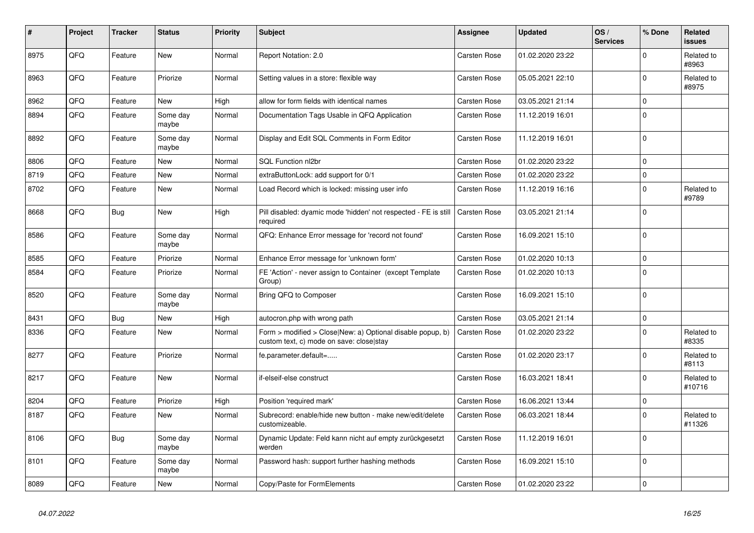| # | Project | Tracker | Status | Priority | Subject | Assignee | Updated | OS / Services | % Done | Related issues |
|---|---|---|---|---|---|---|---|---|---|---|
| 8975 | QFQ | Feature | New | Normal | Report Notation: 2.0 | Carsten Rose | 01.02.2020 23:22 | | 0 | Related to #8963 |
| 8963 | QFQ | Feature | Priorize | Normal | Setting values in a store: flexible way | Carsten Rose | 05.05.2021 22:10 | | 0 | Related to #8975 |
| 8962 | QFQ | Feature | New | High | allow for form fields with identical names | Carsten Rose | 03.05.2021 21:14 | | 0 | |
| 8894 | QFQ | Feature | Some day maybe | Normal | Documentation Tags Usable in QFQ Application | Carsten Rose | 11.12.2019 16:01 | | 0 | |
| 8892 | QFQ | Feature | Some day maybe | Normal | Display and Edit SQL Comments in Form Editor | Carsten Rose | 11.12.2019 16:01 | | 0 | |
| 8806 | QFQ | Feature | New | Normal | SQL Function nl2br | Carsten Rose | 01.02.2020 23:22 | | 0 | |
| 8719 | QFQ | Feature | New | Normal | extraButtonLock: add support for 0/1 | Carsten Rose | 01.02.2020 23:22 | | 0 | |
| 8702 | QFQ | Feature | New | Normal | Load Record which is locked: missing user info | Carsten Rose | 11.12.2019 16:16 | | 0 | Related to #9789 |
| 8668 | QFQ | Bug | New | High | Pill disabled: dyamic mode 'hidden' not respected - FE is still required | Carsten Rose | 03.05.2021 21:14 | | 0 | |
| 8586 | QFQ | Feature | Some day maybe | Normal | QFQ: Enhance Error message for 'record not found' | Carsten Rose | 16.09.2021 15:10 | | 0 | |
| 8585 | QFQ | Feature | Priorize | Normal | Enhance Error message for 'unknown form' | Carsten Rose | 01.02.2020 10:13 | | 0 | |
| 8584 | QFQ | Feature | Priorize | Normal | FE 'Action' - never assign to Container (except Template Group) | Carsten Rose | 01.02.2020 10:13 | | 0 | |
| 8520 | QFQ | Feature | Some day maybe | Normal | Bring QFQ to Composer | Carsten Rose | 16.09.2021 15:10 | | 0 | |
| 8431 | QFQ | Bug | New | High | autocron.php with wrong path | Carsten Rose | 03.05.2021 21:14 | | 0 | |
| 8336 | QFQ | Feature | New | Normal | Form > modified > Close\|New: a) Optional disable popup, b) custom text, c) mode on save: close\|stay | Carsten Rose | 01.02.2020 23:22 | | 0 | Related to #8335 |
| 8277 | QFQ | Feature | Priorize | Normal | fe.parameter.default=..... | Carsten Rose | 01.02.2020 23:17 | | 0 | Related to #8113 |
| 8217 | QFQ | Feature | New | Normal | if-elseif-else construct | Carsten Rose | 16.03.2021 18:41 | | 0 | Related to #10716 |
| 8204 | QFQ | Feature | Priorize | High | Position 'required mark' | Carsten Rose | 16.06.2021 13:44 | | 0 | |
| 8187 | QFQ | Feature | New | Normal | Subrecord: enable/hide new button - make new/edit/delete customizeable. | Carsten Rose | 06.03.2021 18:44 | | 0 | Related to #11326 |
| 8106 | QFQ | Bug | Some day maybe | Normal | Dynamic Update: Feld kann nicht auf empty zurückgesetzt werden | Carsten Rose | 11.12.2019 16:01 | | 0 | |
| 8101 | QFQ | Feature | Some day maybe | Normal | Password hash: support further hashing methods | Carsten Rose | 16.09.2021 15:10 | | 0 | |
| 8089 | QFQ | Feature | New | Normal | Copy/Paste for FormElements | Carsten Rose | 01.02.2020 23:22 | | 0 | |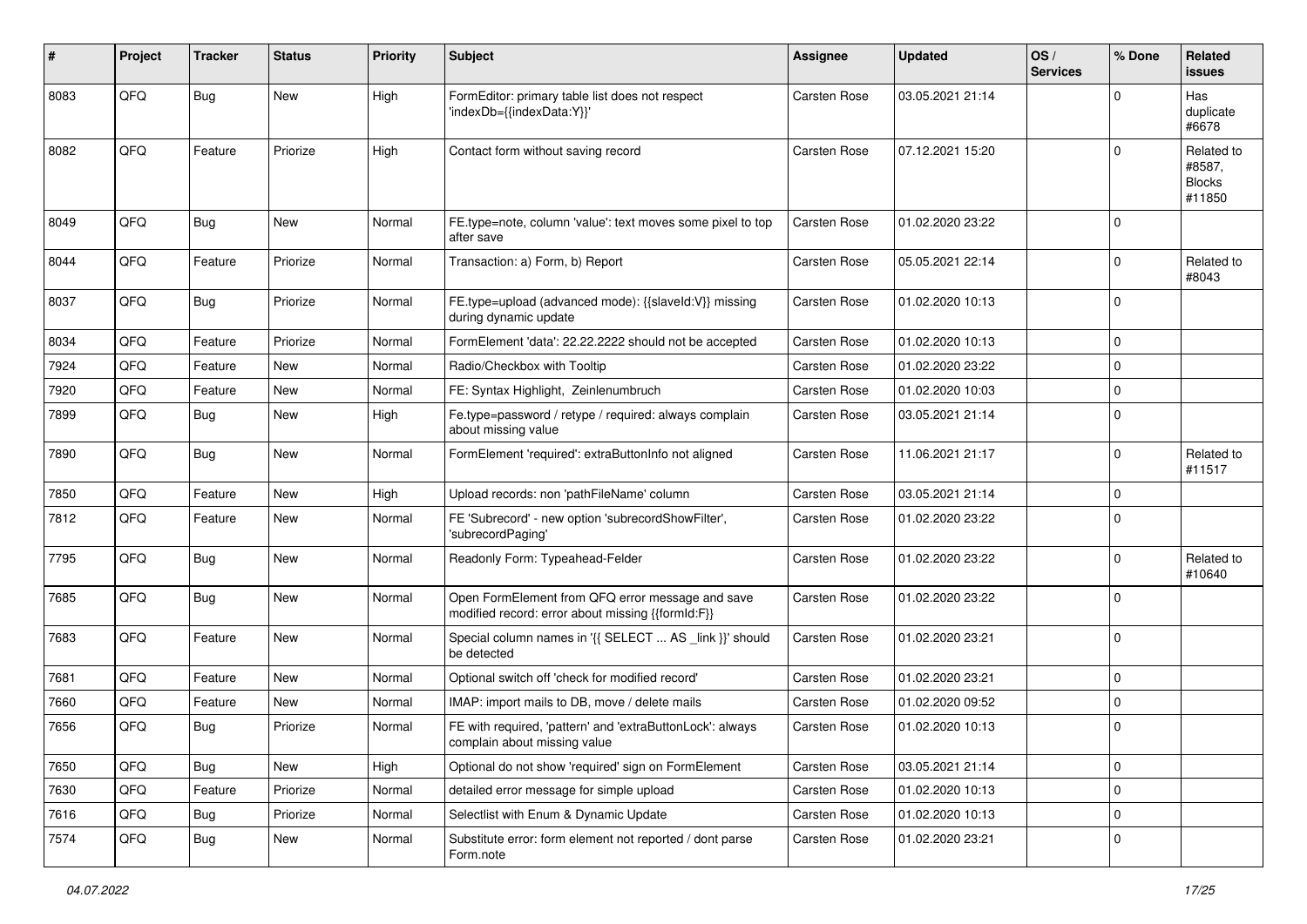| # | Project | Tracker | Status | Priority | Subject | Assignee | Updated | OS / Services | % Done | Related issues |
|---|---|---|---|---|---|---|---|---|---|---|
| 8083 | QFQ | Bug | New | High | FormEditor: primary table list does not respect 'indexDb={{indexData:Y}}' | Carsten Rose | 03.05.2021 21:14 | | 0 | Has duplicate #6678 |
| 8082 | QFQ | Feature | Priorize | High | Contact form without saving record | Carsten Rose | 07.12.2021 15:20 | | 0 | Related to #8587, Blocks #11850 |
| 8049 | QFQ | Bug | New | Normal | FE.type=note, column 'value': text moves some pixel to top after save | Carsten Rose | 01.02.2020 23:22 | | 0 | |
| 8044 | QFQ | Feature | Priorize | Normal | Transaction: a) Form, b) Report | Carsten Rose | 05.05.2021 22:14 | | 0 | Related to #8043 |
| 8037 | QFQ | Bug | Priorize | Normal | FE.type=upload (advanced mode): {{slaveId:V}} missing during dynamic update | Carsten Rose | 01.02.2020 10:13 | | 0 | |
| 8034 | QFQ | Feature | Priorize | Normal | FormElement 'data': 22.22.2222 should not be accepted | Carsten Rose | 01.02.2020 10:13 | | 0 | |
| 7924 | QFQ | Feature | New | Normal | Radio/Checkbox with Tooltip | Carsten Rose | 01.02.2020 23:22 | | 0 | |
| 7920 | QFQ | Feature | New | Normal | FE: Syntax Highlight, Zeilenumbruch | Carsten Rose | 01.02.2020 10:03 | | 0 | |
| 7899 | QFQ | Bug | New | High | Fe.type=password / retype / required: always complain about missing value | Carsten Rose | 03.05.2021 21:14 | | 0 | |
| 7890 | QFQ | Bug | New | Normal | FormElement 'required': extraButtonInfo not aligned | Carsten Rose | 11.06.2021 21:17 | | 0 | Related to #11517 |
| 7850 | QFQ | Feature | New | High | Upload records: non 'pathFileName' column | Carsten Rose | 03.05.2021 21:14 | | 0 | |
| 7812 | QFQ | Feature | New | Normal | FE 'Subrecord' - new option 'subrecordShowFilter', 'subrecordPaging' | Carsten Rose | 01.02.2020 23:22 | | 0 | |
| 7795 | QFQ | Bug | New | Normal | Readonly Form: Typeahead-Felder | Carsten Rose | 01.02.2020 23:22 | | 0 | Related to #10640 |
| 7685 | QFQ | Bug | New | Normal | Open FormElement from QFQ error message and save modified record: error about missing {{formId:F}} | Carsten Rose | 01.02.2020 23:22 | | 0 | |
| 7683 | QFQ | Feature | New | Normal | Special column names in '{{ SELECT ... AS _link }}' should be detected | Carsten Rose | 01.02.2020 23:21 | | 0 | |
| 7681 | QFQ | Feature | New | Normal | Optional switch off 'check for modified record' | Carsten Rose | 01.02.2020 23:21 | | 0 | |
| 7660 | QFQ | Feature | New | Normal | IMAP: import mails to DB, move / delete mails | Carsten Rose | 01.02.2020 09:52 | | 0 | |
| 7656 | QFQ | Bug | Priorize | Normal | FE with required, 'pattern' and 'extraButtonLock': always complain about missing value | Carsten Rose | 01.02.2020 10:13 | | 0 | |
| 7650 | QFQ | Bug | New | High | Optional do not show 'required' sign on FormElement | Carsten Rose | 03.05.2021 21:14 | | 0 | |
| 7630 | QFQ | Feature | Priorize | Normal | detailed error message for simple upload | Carsten Rose | 01.02.2020 10:13 | | 0 | |
| 7616 | QFQ | Bug | Priorize | Normal | Selectlist with Enum & Dynamic Update | Carsten Rose | 01.02.2020 10:13 | | 0 | |
| 7574 | QFQ | Bug | New | Normal | Substitute error: form element not reported / dont parse Form.note | Carsten Rose | 01.02.2020 23:21 | | 0 | |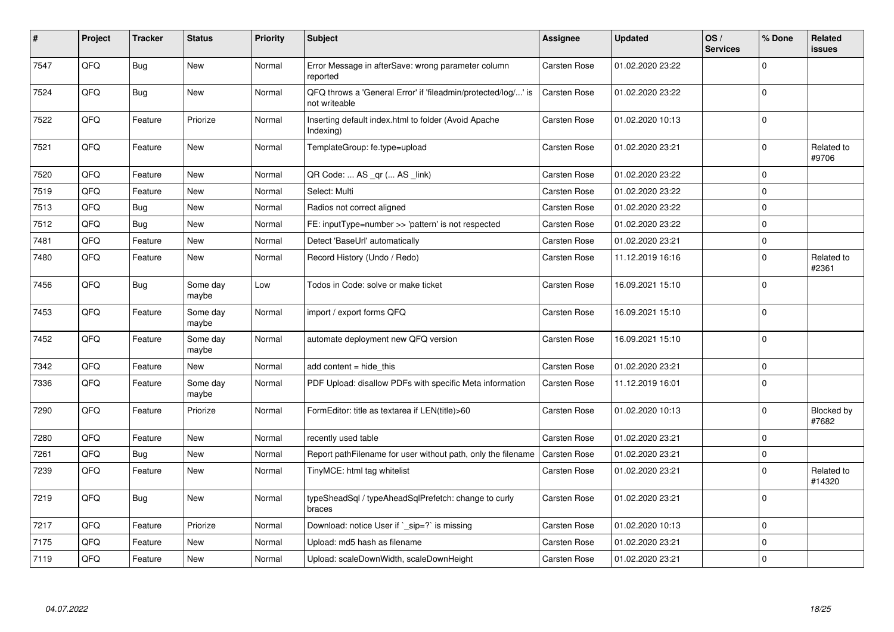| # | Project | Tracker | Status | Priority | Subject | Assignee | Updated | OS / Services | % Done | Related issues |
|---|---|---|---|---|---|---|---|---|---|---|
| 7547 | QFQ | Bug | New | Normal | Error Message in afterSave: wrong parameter column reported | Carsten Rose | 01.02.2020 23:22 | | 0 | |
| 7524 | QFQ | Bug | New | Normal | QFQ throws a 'General Error' if 'fileadmin/protected/log/...' is not writeable | Carsten Rose | 01.02.2020 23:22 | | 0 | |
| 7522 | QFQ | Feature | Priorize | Normal | Inserting default index.html to folder (Avoid Apache Indexing) | Carsten Rose | 01.02.2020 10:13 | | 0 | |
| 7521 | QFQ | Feature | New | Normal | TemplateGroup: fe.type=upload | Carsten Rose | 01.02.2020 23:21 | | 0 | Related to #9706 |
| 7520 | QFQ | Feature | New | Normal | QR Code: ... AS _qr (... AS _link) | Carsten Rose | 01.02.2020 23:22 | | 0 | |
| 7519 | QFQ | Feature | New | Normal | Select: Multi | Carsten Rose | 01.02.2020 23:22 | | 0 | |
| 7513 | QFQ | Bug | New | Normal | Radios not correct aligned | Carsten Rose | 01.02.2020 23:22 | | 0 | |
| 7512 | QFQ | Bug | New | Normal | FE: inputType=number >> 'pattern' is not respected | Carsten Rose | 01.02.2020 23:22 | | 0 | |
| 7481 | QFQ | Feature | New | Normal | Detect 'BaseUrl' automatically | Carsten Rose | 01.02.2020 23:21 | | 0 | |
| 7480 | QFQ | Feature | New | Normal | Record History (Undo / Redo) | Carsten Rose | 11.12.2019 16:16 | | 0 | Related to #2361 |
| 7456 | QFQ | Bug | Some day maybe | Low | Todos in Code: solve or make ticket | Carsten Rose | 16.09.2021 15:10 | | 0 | |
| 7453 | QFQ | Feature | Some day maybe | Normal | import / export forms QFQ | Carsten Rose | 16.09.2021 15:10 | | 0 | |
| 7452 | QFQ | Feature | Some day maybe | Normal | automate deployment new QFQ version | Carsten Rose | 16.09.2021 15:10 | | 0 | |
| 7342 | QFQ | Feature | New | Normal | add content = hide_this | Carsten Rose | 01.02.2020 23:21 | | 0 | |
| 7336 | QFQ | Feature | Some day maybe | Normal | PDF Upload: disallow PDFs with specific Meta information | Carsten Rose | 11.12.2019 16:01 | | 0 | |
| 7290 | QFQ | Feature | Priorize | Normal | FormEditor: title as textarea if LEN(title)>60 | Carsten Rose | 01.02.2020 10:13 | | 0 | Blocked by #7682 |
| 7280 | QFQ | Feature | New | Normal | recently used table | Carsten Rose | 01.02.2020 23:21 | | 0 | |
| 7261 | QFQ | Bug | New | Normal | Report pathFilename for user without path, only the filename | Carsten Rose | 01.02.2020 23:21 | | 0 | |
| 7239 | QFQ | Feature | New | Normal | TinyMCE: html tag whitelist | Carsten Rose | 01.02.2020 23:21 | | 0 | Related to #14320 |
| 7219 | QFQ | Bug | New | Normal | typeSheadSql / typeAheadSqlPrefetch: change to curly braces | Carsten Rose | 01.02.2020 23:21 | | 0 | |
| 7217 | QFQ | Feature | Priorize | Normal | Download: notice User if `_sip=?` is missing | Carsten Rose | 01.02.2020 10:13 | | 0 | |
| 7175 | QFQ | Feature | New | Normal | Upload: md5 hash as filename | Carsten Rose | 01.02.2020 23:21 | | 0 | |
| 7119 | QFQ | Feature | New | Normal | Upload: scaleDownWidth, scaleDownHeight | Carsten Rose | 01.02.2020 23:21 | | 0 | |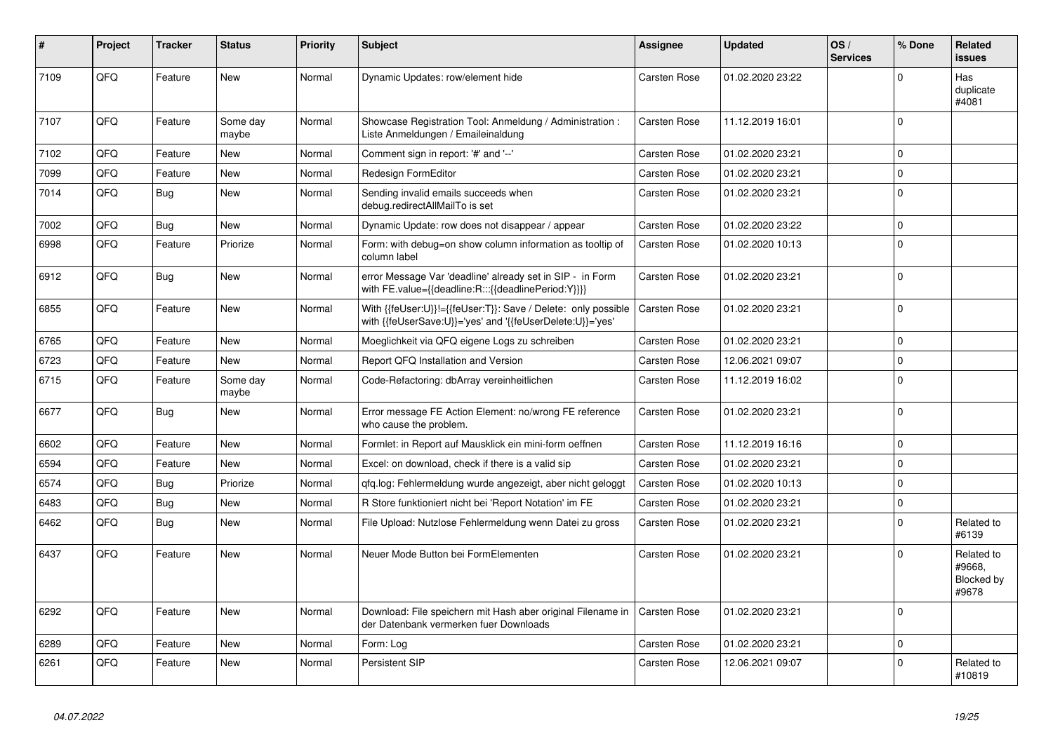| # | Project | Tracker | Status | Priority | Subject | Assignee | Updated | OS / Services | % Done | Related issues |
|---|---|---|---|---|---|---|---|---|---|---|
| 7109 | QFQ | Feature | New | Normal | Dynamic Updates: row/element hide | Carsten Rose | 01.02.2020 23:22 | | 0 | Has duplicate #4081 |
| 7107 | QFQ | Feature | Some day maybe | Normal | Showcase Registration Tool: Anmeldung / Administration : Liste Anmeldungen / Emaileinaldung | Carsten Rose | 11.12.2019 16:01 | | 0 | |
| 7102 | QFQ | Feature | New | Normal | Comment sign in report: '#' and '--' | Carsten Rose | 01.02.2020 23:21 | | 0 | |
| 7099 | QFQ | Feature | New | Normal | Redesign FormEditor | Carsten Rose | 01.02.2020 23:21 | | 0 | |
| 7014 | QFQ | Bug | New | Normal | Sending invalid emails succeeds when debug.redirectAllMailTo is set | Carsten Rose | 01.02.2020 23:21 | | 0 | |
| 7002 | QFQ | Bug | New | Normal | Dynamic Update: row does not disappear / appear | Carsten Rose | 01.02.2020 23:22 | | 0 | |
| 6998 | QFQ | Feature | Priorize | Normal | Form: with debug=on show column information as tooltip of column label | Carsten Rose | 01.02.2020 10:13 | | 0 | |
| 6912 | QFQ | Bug | New | Normal | error Message Var 'deadline' already set in SIP - in Form with FE.value={{deadline:R:::{{deadlinePeriod:Y}}}} | Carsten Rose | 01.02.2020 23:21 | | 0 | |
| 6855 | QFQ | Feature | New | Normal | With {{feUser:U}}!={{feUser:T}}: Save / Delete: only possible with {{feUserSave:U}}='yes' and '{{feUserDelete:U}}='yes' | Carsten Rose | 01.02.2020 23:21 | | 0 | |
| 6765 | QFQ | Feature | New | Normal | Moeglichkeit via QFQ eigene Logs zu schreiben | Carsten Rose | 01.02.2020 23:21 | | 0 | |
| 6723 | QFQ | Feature | New | Normal | Report QFQ Installation and Version | Carsten Rose | 12.06.2021 09:07 | | 0 | |
| 6715 | QFQ | Feature | Some day maybe | Normal | Code-Refactoring: dbArray vereinheitlichen | Carsten Rose | 11.12.2019 16:02 | | 0 | |
| 6677 | QFQ | Bug | New | Normal | Error message FE Action Element: no/wrong FE reference who cause the problem. | Carsten Rose | 01.02.2020 23:21 | | 0 | |
| 6602 | QFQ | Feature | New | Normal | Formlet: in Report auf Mausklick ein mini-form oeffnen | Carsten Rose | 11.12.2019 16:16 | | 0 | |
| 6594 | QFQ | Feature | New | Normal | Excel: on download, check if there is a valid sip | Carsten Rose | 01.02.2020 23:21 | | 0 | |
| 6574 | QFQ | Bug | Priorize | Normal | qfq.log: Fehlermeldung wurde angezeigt, aber nicht geloggt | Carsten Rose | 01.02.2020 10:13 | | 0 | |
| 6483 | QFQ | Bug | New | Normal | R Store funktioniert nicht bei 'Report Notation' im FE | Carsten Rose | 01.02.2020 23:21 | | 0 | |
| 6462 | QFQ | Bug | New | Normal | File Upload: Nutzlose Fehlermeldung wenn Datei zu gross | Carsten Rose | 01.02.2020 23:21 | | 0 | Related to #6139 |
| 6437 | QFQ | Feature | New | Normal | Neuer Mode Button bei FormElementen | Carsten Rose | 01.02.2020 23:21 | | 0 | Related to #9668, Blocked by #9678 |
| 6292 | QFQ | Feature | New | Normal | Download: File speichern mit Hash aber original Filename in der Datenbank vermerken fuer Downloads | Carsten Rose | 01.02.2020 23:21 | | 0 | |
| 6289 | QFQ | Feature | New | Normal | Form: Log | Carsten Rose | 01.02.2020 23:21 | | 0 | |
| 6261 | QFQ | Feature | New | Normal | Persistent SIP | Carsten Rose | 12.06.2021 09:07 | | 0 | Related to #10819 |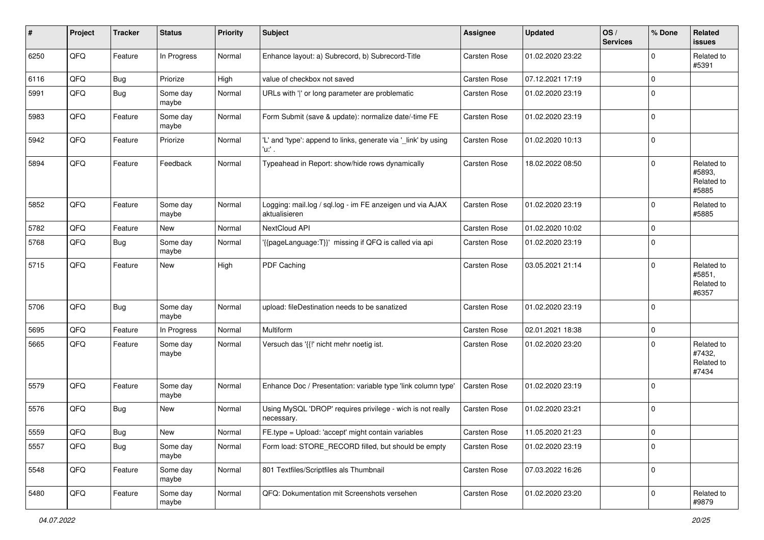| # | Project | Tracker | Status | Priority | Subject | Assignee | Updated | OS / Services | % Done | Related issues |
|---|---|---|---|---|---|---|---|---|---|---|
| 6250 | QFQ | Feature | In Progress | Normal | Enhance layout: a) Subrecord, b) Subrecord-Title | Carsten Rose | 01.02.2020 23:22 | | 0 | Related to #5391 |
| 6116 | QFQ | Bug | Priorize | High | value of checkbox not saved | Carsten Rose | 07.12.2021 17:19 | | 0 | |
| 5991 | QFQ | Bug | Some day maybe | Normal | URLs with '|' or long parameter are problematic | Carsten Rose | 01.02.2020 23:19 | | 0 | |
| 5983 | QFQ | Feature | Some day maybe | Normal | Form Submit (save & update): normalize date/-time FE | Carsten Rose | 01.02.2020 23:19 | | 0 | |
| 5942 | QFQ | Feature | Priorize | Normal | 'L' and 'type': append to links, generate via '_link' by using 'u:' . | Carsten Rose | 01.02.2020 10:13 | | 0 | |
| 5894 | QFQ | Feature | Feedback | Normal | Typeahead in Report: show/hide rows dynamically | Carsten Rose | 18.02.2022 08:50 | | 0 | Related to #5893, Related to #5885 |
| 5852 | QFQ | Feature | Some day maybe | Normal | Logging: mail.log / sql.log - im FE anzeigen und via AJAX aktualisieren | Carsten Rose | 01.02.2020 23:19 | | 0 | Related to #5885 |
| 5782 | QFQ | Feature | New | Normal | NextCloud API | Carsten Rose | 01.02.2020 10:02 | | 0 | |
| 5768 | QFQ | Bug | Some day maybe | Normal | '{{pageLanguage:T}}' missing if QFQ is called via api | Carsten Rose | 01.02.2020 23:19 | | 0 | |
| 5715 | QFQ | Feature | New | High | PDF Caching | Carsten Rose | 03.05.2021 21:14 | | 0 | Related to #5851, Related to #6357 |
| 5706 | QFQ | Bug | Some day maybe | Normal | upload: fileDestination needs to be sanatized | Carsten Rose | 01.02.2020 23:19 | | 0 | |
| 5695 | QFQ | Feature | In Progress | Normal | Multiform | Carsten Rose | 02.01.2021 18:38 | | 0 | |
| 5665 | QFQ | Feature | Some day maybe | Normal | Versuch das '{{!' nicht mehr noetig ist. | Carsten Rose | 01.02.2020 23:20 | | 0 | Related to #7432, Related to #7434 |
| 5579 | QFQ | Feature | Some day maybe | Normal | Enhance Doc / Presentation: variable type 'link column type' | Carsten Rose | 01.02.2020 23:19 | | 0 | |
| 5576 | QFQ | Bug | New | Normal | Using MySQL 'DROP' requires privilege - wich is not really necessary. | Carsten Rose | 01.02.2020 23:21 | | 0 | |
| 5559 | QFQ | Bug | New | Normal | FE.type = Upload: 'accept' might contain variables | Carsten Rose | 11.05.2020 21:23 | | 0 | |
| 5557 | QFQ | Bug | Some day maybe | Normal | Form load: STORE_RECORD filled, but should be empty | Carsten Rose | 01.02.2020 23:19 | | 0 | |
| 5548 | QFQ | Feature | Some day maybe | Normal | 801 Textfiles/Scriptfiles als Thumbnail | Carsten Rose | 07.03.2022 16:26 | | 0 | |
| 5480 | QFQ | Feature | Some day maybe | Normal | QFQ: Dokumentation mit Screenshots versehen | Carsten Rose | 01.02.2020 23:20 | | 0 | Related to #9879 |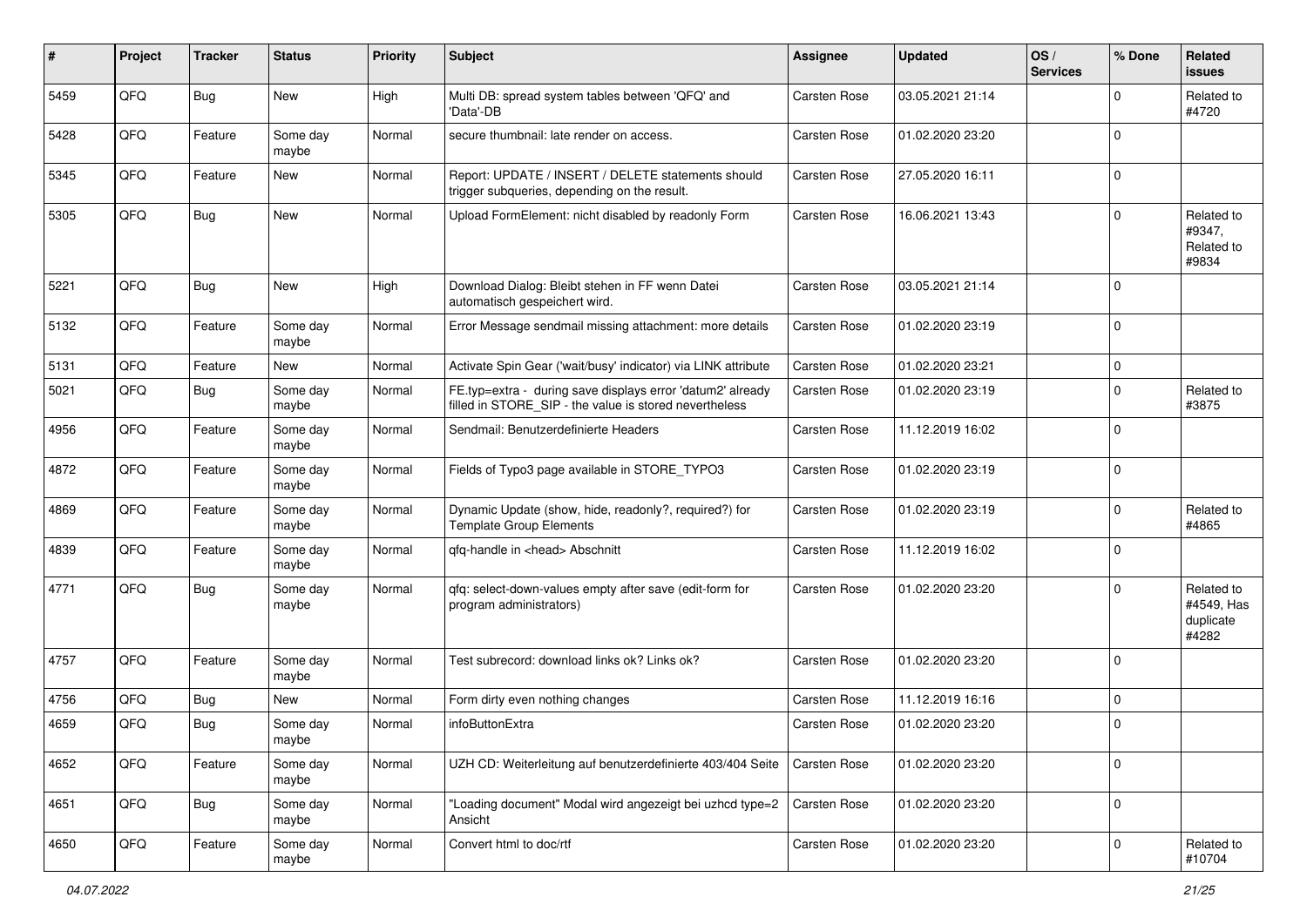| # | Project | Tracker | Status | Priority | Subject | Assignee | Updated | OS / Services | % Done | Related issues |
|---|---|---|---|---|---|---|---|---|---|---|
| 5459 | QFQ | Bug | New | High | Multi DB: spread system tables between 'QFQ' and 'Data'-DB | Carsten Rose | 03.05.2021 21:14 | | 0 | Related to #4720 |
| 5428 | QFQ | Feature | Some day maybe | Normal | secure thumbnail: late render on access. | Carsten Rose | 01.02.2020 23:20 | | 0 | |
| 5345 | QFQ | Feature | New | Normal | Report: UPDATE / INSERT / DELETE statements should trigger subqueries, depending on the result. | Carsten Rose | 27.05.2020 16:11 | | 0 | |
| 5305 | QFQ | Bug | New | Normal | Upload FormElement: nicht disabled by readonly Form | Carsten Rose | 16.06.2021 13:43 | | 0 | Related to #9347, Related to #9834 |
| 5221 | QFQ | Bug | New | High | Download Dialog: Bleibt stehen in FF wenn Datei automatisch gespeichert wird. | Carsten Rose | 03.05.2021 21:14 | | 0 | |
| 5132 | QFQ | Feature | Some day maybe | Normal | Error Message sendmail missing attachment: more details | Carsten Rose | 01.02.2020 23:19 | | 0 | |
| 5131 | QFQ | Feature | New | Normal | Activate Spin Gear ('wait/busy' indicator) via LINK attribute | Carsten Rose | 01.02.2020 23:21 | | 0 | |
| 5021 | QFQ | Bug | Some day maybe | Normal | FE.typ=extra - during save displays error 'datum2' already filled in STORE_SIP - the value is stored nevertheless | Carsten Rose | 01.02.2020 23:19 | | 0 | Related to #3875 |
| 4956 | QFQ | Feature | Some day maybe | Normal | Sendmail: Benutzerdefinierte Headers | Carsten Rose | 11.12.2019 16:02 | | 0 | |
| 4872 | QFQ | Feature | Some day maybe | Normal | Fields of Typo3 page available in STORE_TYPO3 | Carsten Rose | 01.02.2020 23:19 | | 0 | |
| 4869 | QFQ | Feature | Some day maybe | Normal | Dynamic Update (show, hide, readonly?, required?) for Template Group Elements | Carsten Rose | 01.02.2020 23:19 | | 0 | Related to #4865 |
| 4839 | QFQ | Feature | Some day maybe | Normal | qfq-handle in <head> Abschnitt | Carsten Rose | 11.12.2019 16:02 | | 0 | |
| 4771 | QFQ | Bug | Some day maybe | Normal | qfq: select-down-values empty after save (edit-form for program administrators) | Carsten Rose | 01.02.2020 23:20 | | 0 | Related to #4549, Has duplicate #4282 |
| 4757 | QFQ | Feature | Some day maybe | Normal | Test subrecord: download links ok? Links ok? | Carsten Rose | 01.02.2020 23:20 | | 0 | |
| 4756 | QFQ | Bug | New | Normal | Form dirty even nothing changes | Carsten Rose | 11.12.2019 16:16 | | 0 | |
| 4659 | QFQ | Bug | Some day maybe | Normal | infoButtonExtra | Carsten Rose | 01.02.2020 23:20 | | 0 | |
| 4652 | QFQ | Feature | Some day maybe | Normal | UZH CD: Weiterleitung auf benutzerdefinierte 403/404 Seite | Carsten Rose | 01.02.2020 23:20 | | 0 | |
| 4651 | QFQ | Bug | Some day maybe | Normal | "Loading document" Modal wird angezeigt bei uzhcd type=2 Ansicht | Carsten Rose | 01.02.2020 23:20 | | 0 | |
| 4650 | QFQ | Feature | Some day maybe | Normal | Convert html to doc/rtf | Carsten Rose | 01.02.2020 23:20 | | 0 | Related to #10704 |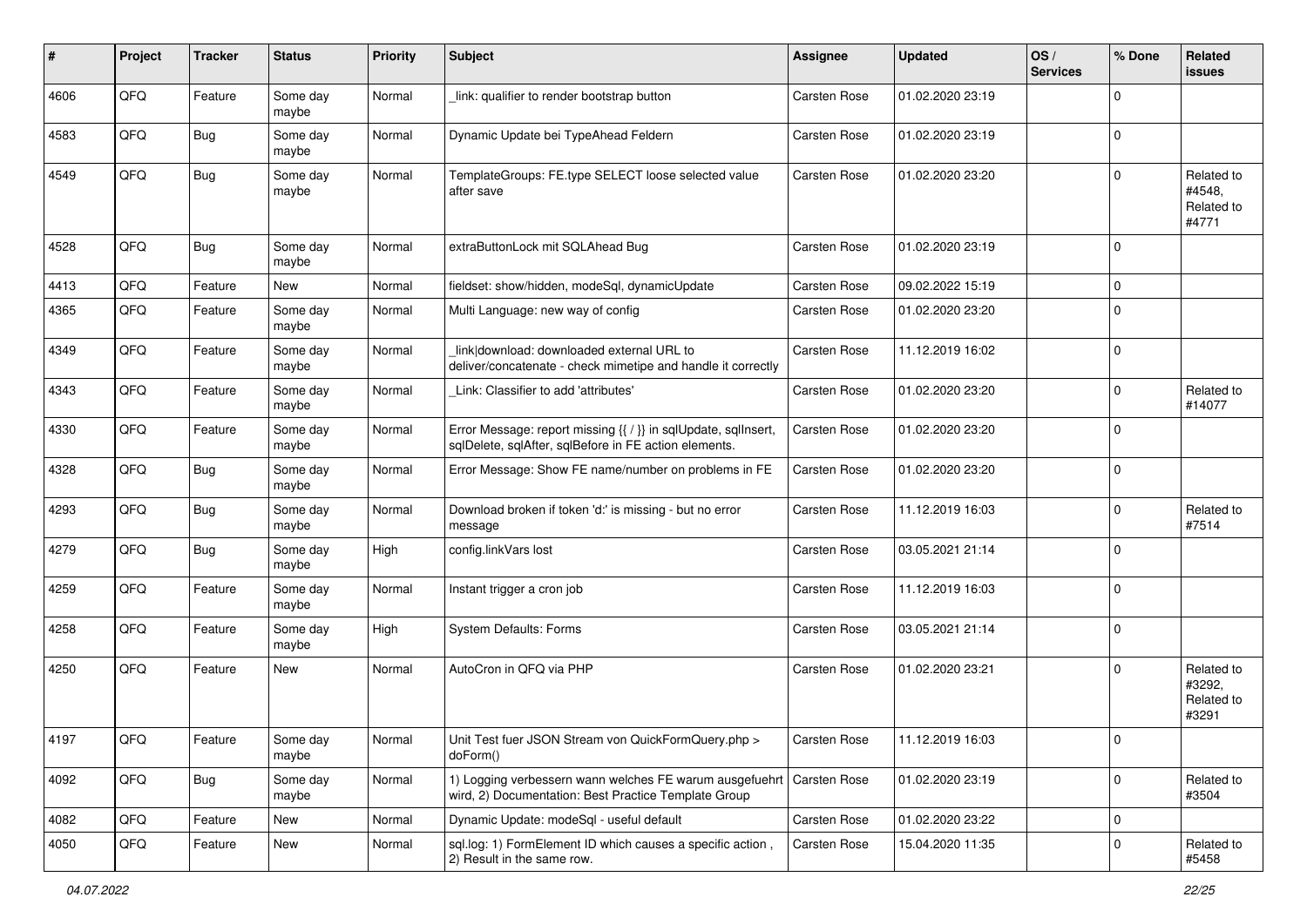| # | Project | Tracker | Status | Priority | Subject | Assignee | Updated | OS / Services | % Done | Related issues |
|---|---|---|---|---|---|---|---|---|---|---|
| 4606 | QFO | Feature | Some day maybe | Normal | _link: qualifier to render bootstrap button | Carsten Rose | 01.02.2020 23:19 | | 0 | |
| 4583 | QFQ | Bug | Some day maybe | Normal | Dynamic Update bei TypeAhead Feldern | Carsten Rose | 01.02.2020 23:19 | | 0 | |
| 4549 | QFQ | Bug | Some day maybe | Normal | TemplateGroups: FE.type SELECT loose selected value after save | Carsten Rose | 01.02.2020 23:20 | | 0 | Related to #4548, Related to #4771 |
| 4528 | QFQ | Bug | Some day maybe | Normal | extraButtonLock mit SQLAhead Bug | Carsten Rose | 01.02.2020 23:19 | | 0 | |
| 4413 | QFQ | Feature | New | Normal | fieldset: show/hidden, modeSql, dynamicUpdate | Carsten Rose | 09.02.2022 15:19 | | 0 | |
| 4365 | QFQ | Feature | Some day maybe | Normal | Multi Language: new way of config | Carsten Rose | 01.02.2020 23:20 | | 0 | |
| 4349 | QFQ | Feature | Some day maybe | Normal | link\|download: downloaded external URL to deliver/concatenate - check mimetipe and handle it correctly | Carsten Rose | 11.12.2019 16:02 | | 0 | |
| 4343 | QFQ | Feature | Some day maybe | Normal | _Link: Classifier to add 'attributes' | Carsten Rose | 01.02.2020 23:20 | | 0 | Related to #14077 |
| 4330 | QFQ | Feature | Some day maybe | Normal | Error Message: report missing {{ / }} in sqlUpdate, sqlInsert, sqlDelete, sqlAfter, sqlBefore in FE action elements. | Carsten Rose | 01.02.2020 23:20 | | 0 | |
| 4328 | QFQ | Bug | Some day maybe | Normal | Error Message: Show FE name/number on problems in FE | Carsten Rose | 01.02.2020 23:20 | | 0 | |
| 4293 | QFQ | Bug | Some day maybe | Normal | Download broken if token 'd:' is missing - but no error message | Carsten Rose | 11.12.2019 16:03 | | 0 | Related to #7514 |
| 4279 | QFQ | Bug | Some day maybe | High | config.linkVars lost | Carsten Rose | 03.05.2021 21:14 | | 0 | |
| 4259 | QFQ | Feature | Some day maybe | Normal | Instant trigger a cron job | Carsten Rose | 11.12.2019 16:03 | | 0 | |
| 4258 | QFQ | Feature | Some day maybe | High | System Defaults: Forms | Carsten Rose | 03.05.2021 21:14 | | 0 | |
| 4250 | QFQ | Feature | New | Normal | AutoCron in QFQ via PHP | Carsten Rose | 01.02.2020 23:21 | | 0 | Related to #3292, Related to #3291 |
| 4197 | QFQ | Feature | Some day maybe | Normal | Unit Test fuer JSON Stream von QuickFormQuery.php > doForm() | Carsten Rose | 11.12.2019 16:03 | | 0 | |
| 4092 | QFQ | Bug | Some day maybe | Normal | 1) Logging verbessern wann welches FE warum ausgefuehrt wird, 2) Documentation: Best Practice Template Group | Carsten Rose | 01.02.2020 23:19 | | 0 | Related to #3504 |
| 4082 | QFQ | Feature | New | Normal | Dynamic Update: modeSql - useful default | Carsten Rose | 01.02.2020 23:22 | | 0 | |
| 4050 | QFQ | Feature | New | Normal | sql.log: 1) FormElement ID which causes a specific action , 2) Result in the same row. | Carsten Rose | 15.04.2020 11:35 | | 0 | Related to #5458 |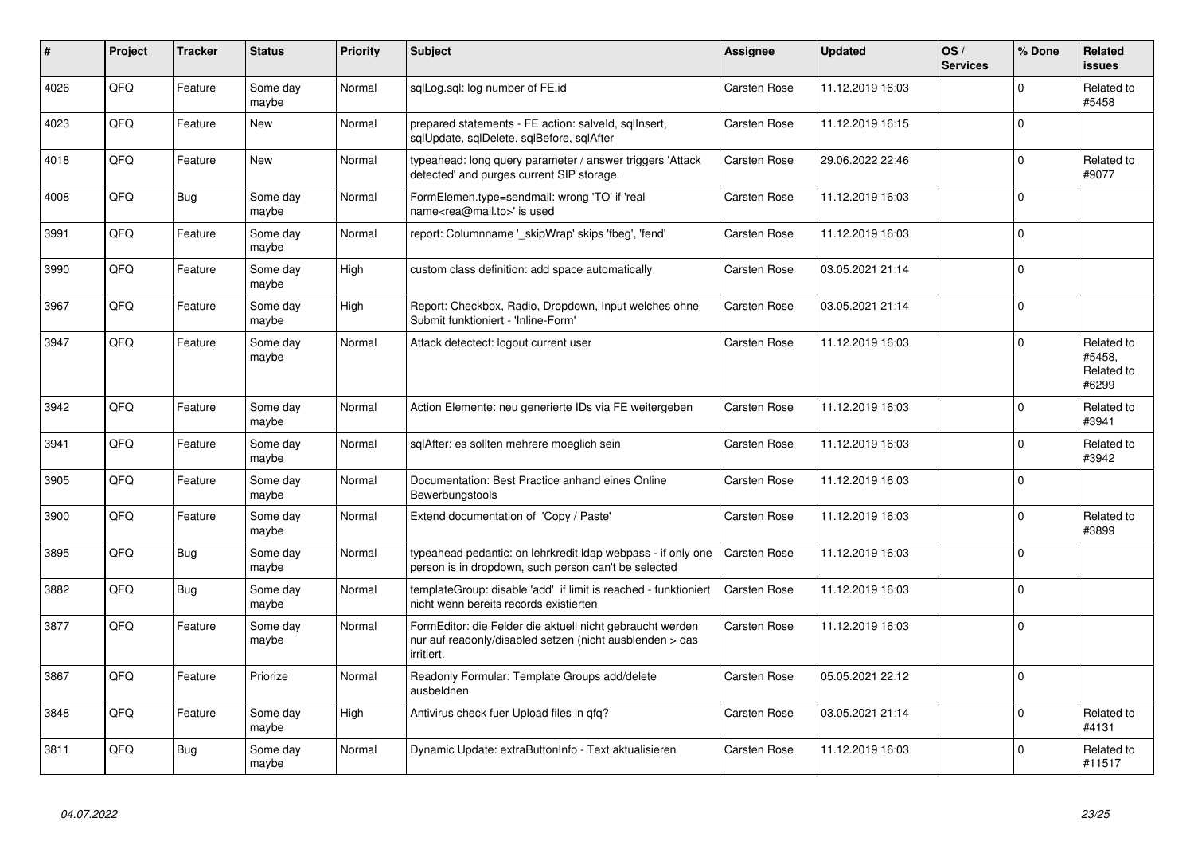| # | Project | Tracker | Status | Priority | Subject | Assignee | Updated | OS / Services | % Done | Related issues |
|---|---|---|---|---|---|---|---|---|---|---|
| 4026 | QFQ | Feature | Some day maybe | Normal | sqlLog.sql: log number of FE.id | Carsten Rose | 11.12.2019 16:03 | | 0 | Related to #5458 |
| 4023 | QFQ | Feature | New | Normal | prepared statements - FE action: salveId, sqlInsert, sqlUpdate, sqlDelete, sqlBefore, sqlAfter | Carsten Rose | 11.12.2019 16:15 | | 0 | |
| 4018 | QFQ | Feature | New | Normal | typeahead: long query parameter / answer triggers 'Attack detected' and purges current SIP storage. | Carsten Rose | 29.06.2022 22:46 | | 0 | Related to #9077 |
| 4008 | QFQ | Bug | Some day maybe | Normal | FormElemen.type=sendmail: wrong 'TO' if 'real name<rea@mail.to>' is used | Carsten Rose | 11.12.2019 16:03 | | 0 | |
| 3991 | QFQ | Feature | Some day maybe | Normal | report: Columnname '_skipWrap' skips 'fbeg', 'fend' | Carsten Rose | 11.12.2019 16:03 | | 0 | |
| 3990 | QFQ | Feature | Some day maybe | High | custom class definition: add space automatically | Carsten Rose | 03.05.2021 21:14 | | 0 | |
| 3967 | QFQ | Feature | Some day maybe | High | Report: Checkbox, Radio, Dropdown, Input welches ohne Submit funktioniert - 'Inline-Form' | Carsten Rose | 03.05.2021 21:14 | | 0 | |
| 3947 | QFQ | Feature | Some day maybe | Normal | Attack detectect: logout current user | Carsten Rose | 11.12.2019 16:03 | | 0 | Related to #5458, Related to #6299 |
| 3942 | QFQ | Feature | Some day maybe | Normal | Action Elemente: neu generierte IDs via FE weitergeben | Carsten Rose | 11.12.2019 16:03 | | 0 | Related to #3941 |
| 3941 | QFQ | Feature | Some day maybe | Normal | sqlAfter: es sollten mehrere moeglich sein | Carsten Rose | 11.12.2019 16:03 | | 0 | Related to #3942 |
| 3905 | QFQ | Feature | Some day maybe | Normal | Documentation: Best Practice anhand eines Online Bewerbungstools | Carsten Rose | 11.12.2019 16:03 | | 0 | |
| 3900 | QFQ | Feature | Some day maybe | Normal | Extend documentation of 'Copy / Paste' | Carsten Rose | 11.12.2019 16:03 | | 0 | Related to #3899 |
| 3895 | QFQ | Bug | Some day maybe | Normal | typeahead pedantic: on lehrkredit ldap webpass - if only one person is in dropdown, such person can't be selected | Carsten Rose | 11.12.2019 16:03 | | 0 | |
| 3882 | QFQ | Bug | Some day maybe | Normal | templateGroup: disable 'add' if limit is reached - funktioniert nicht wenn bereits records existierten | Carsten Rose | 11.12.2019 16:03 | | 0 | |
| 3877 | QFQ | Feature | Some day maybe | Normal | FormEditor: die Felder die aktuell nicht gebraucht werden nur auf readonly/disabled setzen (nicht ausblenden > das irritiert. | Carsten Rose | 11.12.2019 16:03 | | 0 | |
| 3867 | QFQ | Feature | Priorize | Normal | Readonly Formular: Template Groups add/delete ausbeldnen | Carsten Rose | 05.05.2021 22:12 | | 0 | |
| 3848 | QFQ | Feature | Some day maybe | High | Antivirus check fuer Upload files in qfq? | Carsten Rose | 03.05.2021 21:14 | | 0 | Related to #4131 |
| 3811 | QFQ | Bug | Some day maybe | Normal | Dynamic Update: extraButtonInfo - Text aktualisieren | Carsten Rose | 11.12.2019 16:03 | | 0 | Related to #11517 |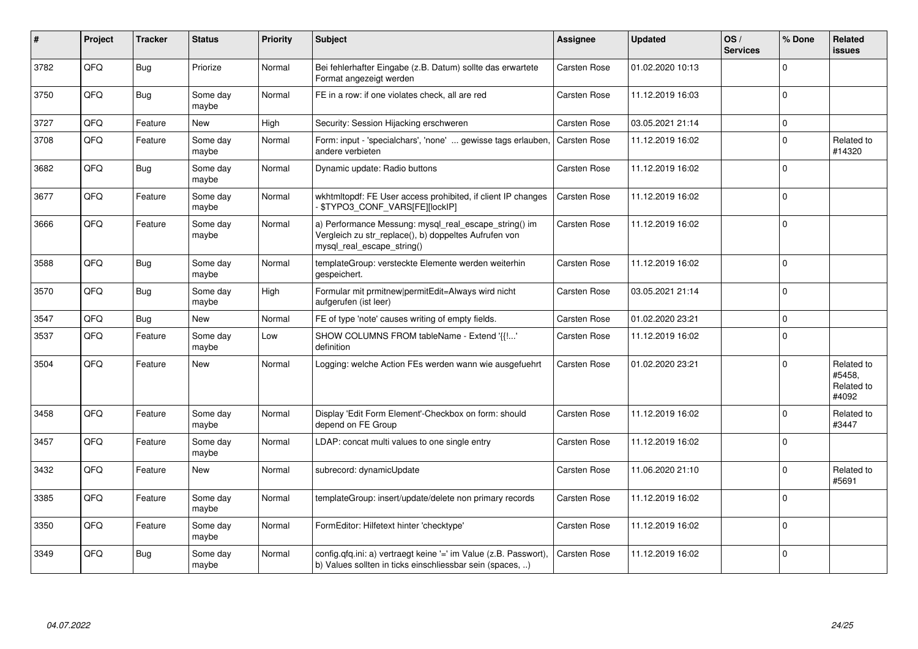| # | Project | Tracker | Status | Priority | Subject | Assignee | Updated | OS / Services | % Done | Related issues |
|---|---|---|---|---|---|---|---|---|---|---|
| 3782 | QFQ | Bug | Priorize | Normal | Bei fehlerhafter Eingabe (z.B. Datum) sollte das erwartete Format angezeigt werden | Carsten Rose | 01.02.2020 10:13 | | 0 | |
| 3750 | QFQ | Bug | Some day maybe | Normal | FE in a row: if one violates check, all are red | Carsten Rose | 11.12.2019 16:03 | | 0 | |
| 3727 | QFQ | Feature | New | High | Security: Session Hijacking erschweren | Carsten Rose | 03.05.2021 21:14 | | 0 | |
| 3708 | QFQ | Feature | Some day maybe | Normal | Form: input - 'specialchars', 'none' ... gewisse tags erlauben, andere verbieten | Carsten Rose | 11.12.2019 16:02 | | 0 | Related to #14320 |
| 3682 | QFQ | Bug | Some day maybe | Normal | Dynamic update: Radio buttons | Carsten Rose | 11.12.2019 16:02 | | 0 | |
| 3677 | QFQ | Feature | Some day maybe | Normal | wkhtmltopdf: FE User access prohibited, if client IP changes - $TYPO3_CONF_VARS[FE][lockIP] | Carsten Rose | 11.12.2019 16:02 | | 0 | |
| 3666 | QFQ | Feature | Some day maybe | Normal | a) Performance Messung: mysql_real_escape_string() im Vergleich zu str_replace(), b) doppeltes Aufrufen von mysql_real_escape_string() | Carsten Rose | 11.12.2019 16:02 | | 0 | |
| 3588 | QFQ | Bug | Some day maybe | Normal | templateGroup: versteckte Elemente werden weiterhin gespeichert. | Carsten Rose | 11.12.2019 16:02 | | 0 | |
| 3570 | QFQ | Bug | Some day maybe | High | Formular mit prmitnew\|permitEdit=Always wird nicht aufgerufen (ist leer) | Carsten Rose | 03.05.2021 21:14 | | 0 | |
| 3547 | QFQ | Bug | New | Normal | FE of type 'note' causes writing of empty fields. | Carsten Rose | 01.02.2020 23:21 | | 0 | |
| 3537 | QFQ | Feature | Some day maybe | Low | SHOW COLUMNS FROM tableName - Extend '{{!...' definition | Carsten Rose | 11.12.2019 16:02 | | 0 | |
| 3504 | QFQ | Feature | New | Normal | Logging: welche Action FEs werden wann wie ausgefuehrt | Carsten Rose | 01.02.2020 23:21 | | 0 | Related to #5458, Related to #4092 |
| 3458 | QFQ | Feature | Some day maybe | Normal | Display 'Edit Form Element'-Checkbox on form: should depend on FE Group | Carsten Rose | 11.12.2019 16:02 | | 0 | Related to #3447 |
| 3457 | QFQ | Feature | Some day maybe | Normal | LDAP: concat multi values to one single entry | Carsten Rose | 11.12.2019 16:02 | | 0 | |
| 3432 | QFQ | Feature | New | Normal | subrecord: dynamicUpdate | Carsten Rose | 11.06.2020 21:10 | | 0 | Related to #5691 |
| 3385 | QFQ | Feature | Some day maybe | Normal | templateGroup: insert/update/delete non primary records | Carsten Rose | 11.12.2019 16:02 | | 0 | |
| 3350 | QFQ | Feature | Some day maybe | Normal | FormEditor: Hilfetext hinter 'checktype' | Carsten Rose | 11.12.2019 16:02 | | 0 | |
| 3349 | QFQ | Bug | Some day maybe | Normal | config.qfq.ini: a) vertraegt keine '=' im Value (z.B. Passwort), b) Values sollten in ticks einschliessbar sein (spaces, ..) | Carsten Rose | 11.12.2019 16:02 | | 0 | |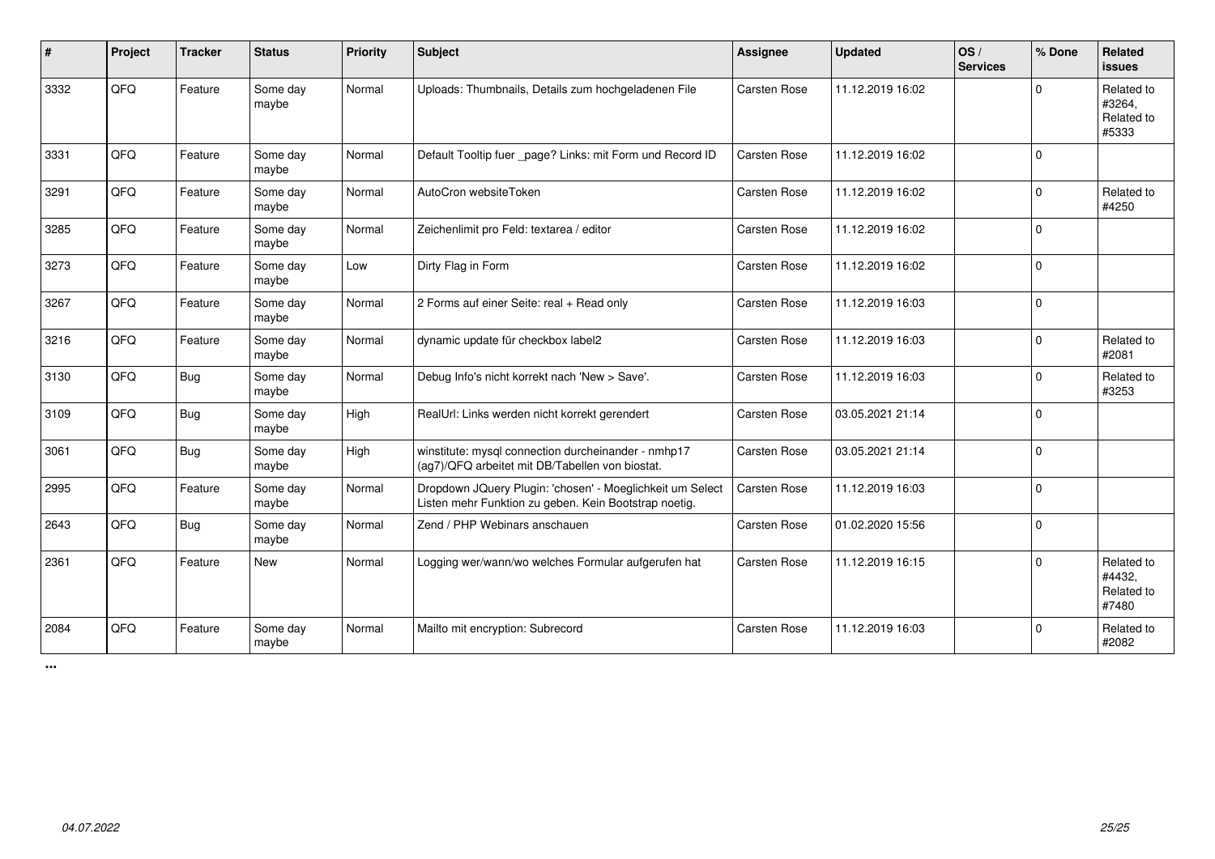| # | Project | Tracker | Status | Priority | Subject | Assignee | Updated | OS / Services | % Done | Related issues |
|---|---|---|---|---|---|---|---|---|---|---|
| 3332 | QFQ | Feature | Some day maybe | Normal | Uploads: Thumbnails, Details zum hochgeladenen File | Carsten Rose | 11.12.2019 16:02 | | 0 | Related to #3264, Related to #5333 |
| 3331 | QFQ | Feature | Some day maybe | Normal | Default Tooltip fuer _page? Links: mit Form und Record ID | Carsten Rose | 11.12.2019 16:02 | | 0 | |
| 3291 | QFQ | Feature | Some day maybe | Normal | AutoCron websiteToken | Carsten Rose | 11.12.2019 16:02 | | 0 | Related to #4250 |
| 3285 | QFQ | Feature | Some day maybe | Normal | Zeichenlimit pro Feld: textarea / editor | Carsten Rose | 11.12.2019 16:02 | | 0 | |
| 3273 | QFQ | Feature | Some day maybe | Low | Dirty Flag in Form | Carsten Rose | 11.12.2019 16:02 | | 0 | |
| 3267 | QFQ | Feature | Some day maybe | Normal | 2 Forms auf einer Seite: real + Read only | Carsten Rose | 11.12.2019 16:03 | | 0 | |
| 3216 | QFQ | Feature | Some day maybe | Normal | dynamic update für checkbox label2 | Carsten Rose | 11.12.2019 16:03 | | 0 | Related to #2081 |
| 3130 | QFQ | Bug | Some day maybe | Normal | Debug Info's nicht korrekt nach 'New > Save'. | Carsten Rose | 11.12.2019 16:03 | | 0 | Related to #3253 |
| 3109 | QFQ | Bug | Some day maybe | High | RealUrl: Links werden nicht korrekt gerendert | Carsten Rose | 03.05.2021 21:14 | | 0 | |
| 3061 | QFQ | Bug | Some day maybe | High | winstitute: mysql connection durcheinander - nmhp17 (ag7)/QFQ arbeitet mit DB/Tabellen von biostat. | Carsten Rose | 03.05.2021 21:14 | | 0 | |
| 2995 | QFQ | Feature | Some day maybe | Normal | Dropdown JQuery Plugin: 'chosen' - Moeglichkeit um Select Listen mehr Funktion zu geben. Kein Bootstrap noetig. | Carsten Rose | 11.12.2019 16:03 | | 0 | |
| 2643 | QFQ | Bug | Some day maybe | Normal | Zend / PHP Webinars anschauen | Carsten Rose | 01.02.2020 15:56 | | 0 | |
| 2361 | QFQ | Feature | New | Normal | Logging wer/wann/wo welches Formular aufgerufen hat | Carsten Rose | 11.12.2019 16:15 | | 0 | Related to #4432, Related to #7480 |
| 2084 | QFQ | Feature | Some day maybe | Normal | Mailto mit encryption: Subrecord | Carsten Rose | 11.12.2019 16:03 | | 0 | Related to #2082 |

...